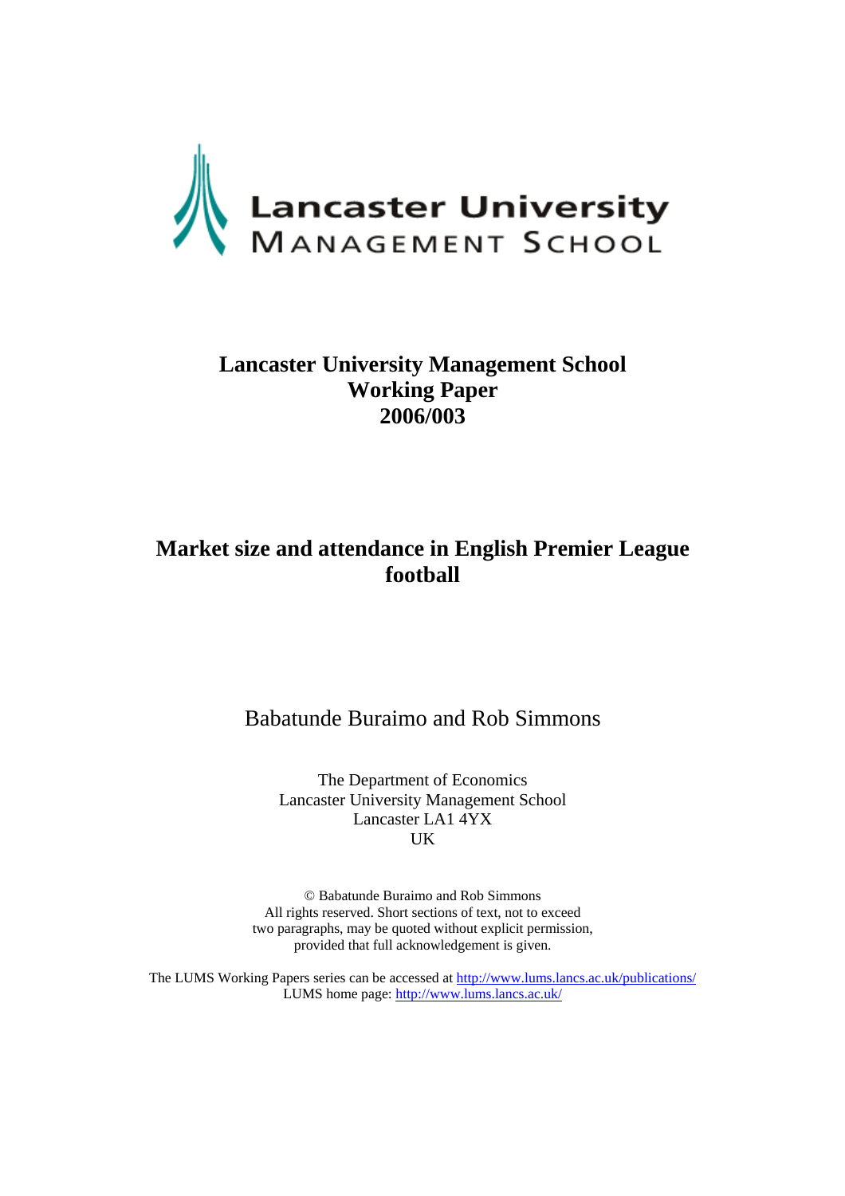Lancaster University
MANAGEMENT SCHOOL

**Lancaster University Management School Working Paper 2006/003**

# Market size and attendance in English Premier League football

Babatunde Buraimo and Rob Simmons

The Department of Economics
Lancaster University Management School
Lancaster LA1 4YX
UK

© Babatunde Buraimo and Rob Simmons
All rights reserved. Short sections of text, not to exceed two paragraphs, may be quoted without explicit permission, provided that full acknowledgement is given.

The LUMS Working Papers series can be accessed at http://www.lums.lancs.ac.uk/publications/
LUMS home page: http://www.lums.lancs.ac.uk/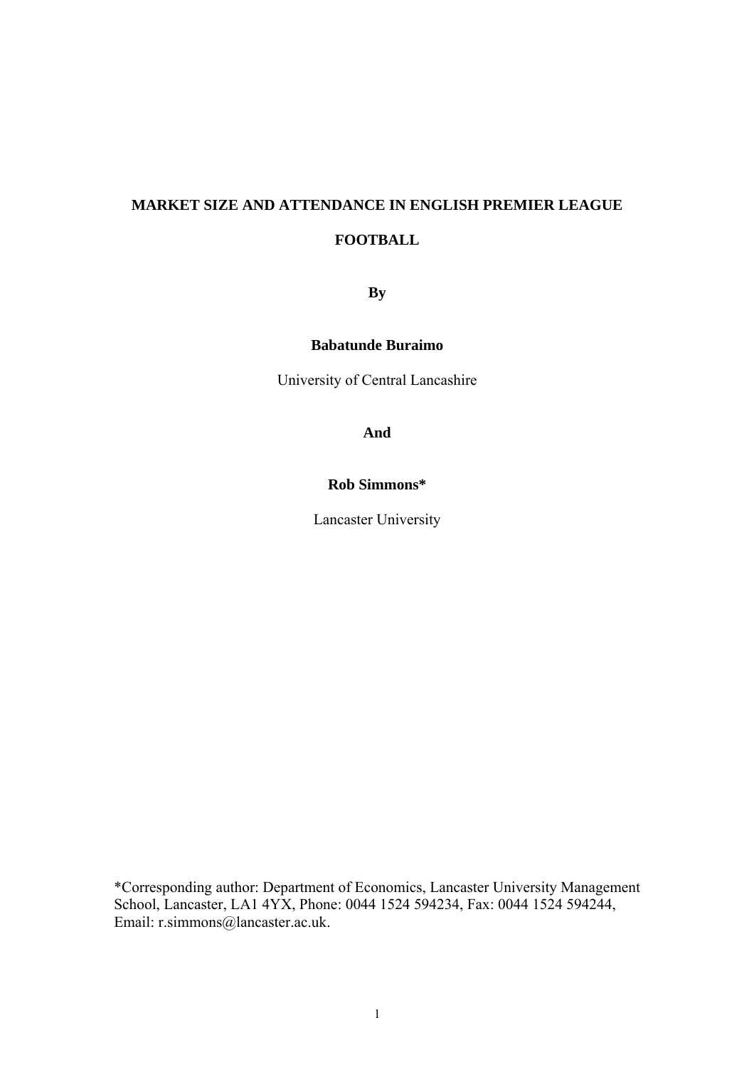# MARKET SIZE AND ATTENDANCE IN ENGLISH PREMIER LEAGUE FOOTBALL

**By**

**Babatunde Buraimo**

University of Central Lancashire

**And**

**Rob Simmons***

Lancaster University

*Corresponding author: Department of Economics, Lancaster University Management School, Lancaster, LA1 4YX, Phone: 0044 1524 594234, Fax: 0044 1524 594244, Email: r.simmons@lancaster.ac.uk.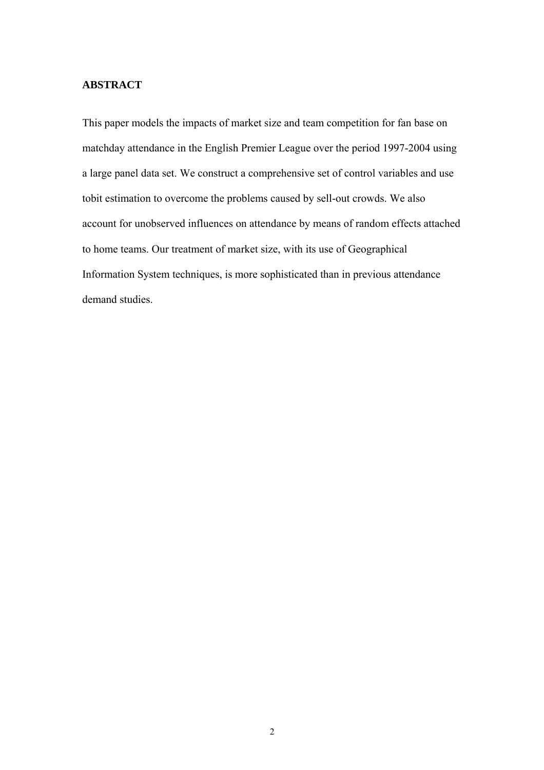## ABSTRACT

This paper models the impacts of market size and team competition for fan base on matchday attendance in the English Premier League over the period 1997-2004 using a large panel data set. We construct a comprehensive set of control variables and use tobit estimation to overcome the problems caused by sell-out crowds. We also account for unobserved influences on attendance by means of random effects attached to home teams. Our treatment of market size, with its use of Geographical Information System techniques, is more sophisticated than in previous attendance demand studies.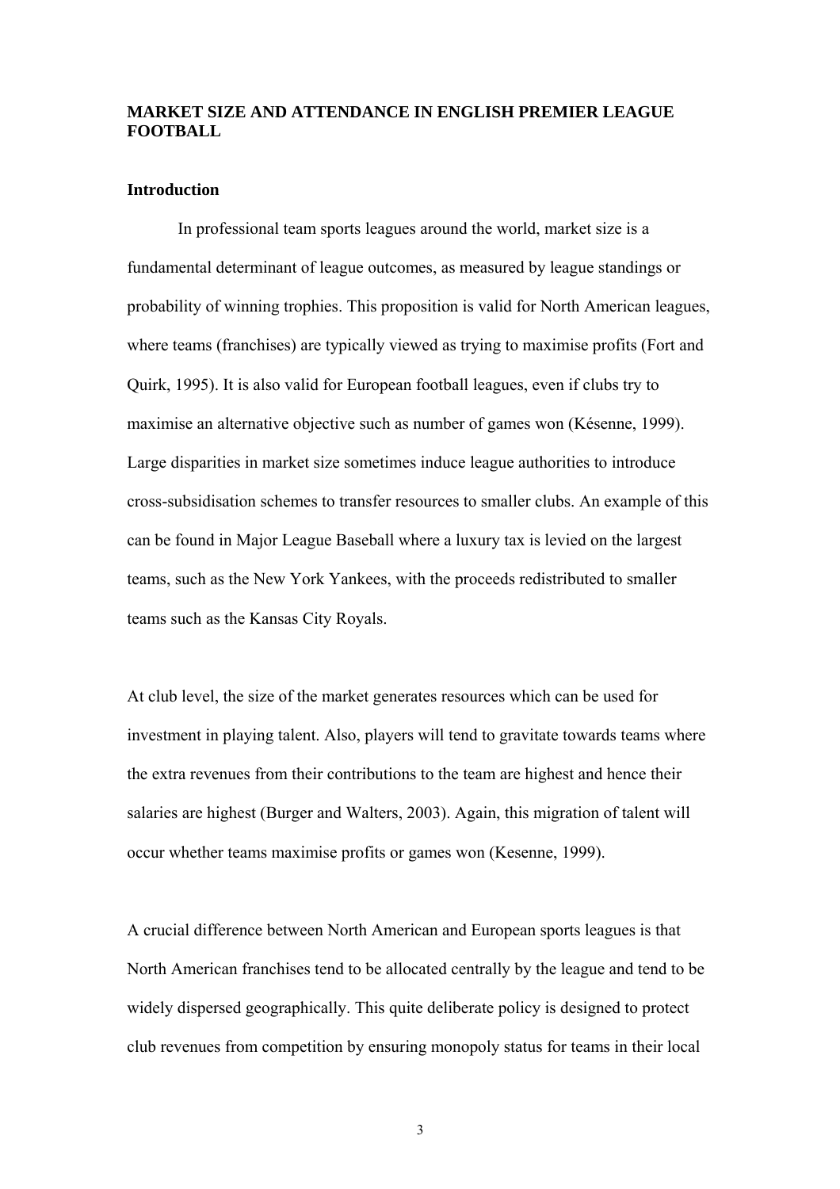# MARKET SIZE AND ATTENDANCE IN ENGLISH PREMIER LEAGUE FOOTBALL

## Introduction

In professional team sports leagues around the world, market size is a fundamental determinant of league outcomes, as measured by league standings or probability of winning trophies. This proposition is valid for North American leagues, where teams (franchises) are typically viewed as trying to maximise profits (Fort and Quirk, 1995). It is also valid for European football leagues, even if clubs try to maximise an alternative objective such as number of games won (Késenne, 1999). Large disparities in market size sometimes induce league authorities to introduce cross-subsidisation schemes to transfer resources to smaller clubs. An example of this can be found in Major League Baseball where a luxury tax is levied on the largest teams, such as the New York Yankees, with the proceeds redistributed to smaller teams such as the Kansas City Royals.

At club level, the size of the market generates resources which can be used for investment in playing talent. Also, players will tend to gravitate towards teams where the extra revenues from their contributions to the team are highest and hence their salaries are highest (Burger and Walters, 2003). Again, this migration of talent will occur whether teams maximise profits or games won (Kesenne, 1999).

A crucial difference between North American and European sports leagues is that North American franchises tend to be allocated centrally by the league and tend to be widely dispersed geographically. This quite deliberate policy is designed to protect club revenues from competition by ensuring monopoly status for teams in their local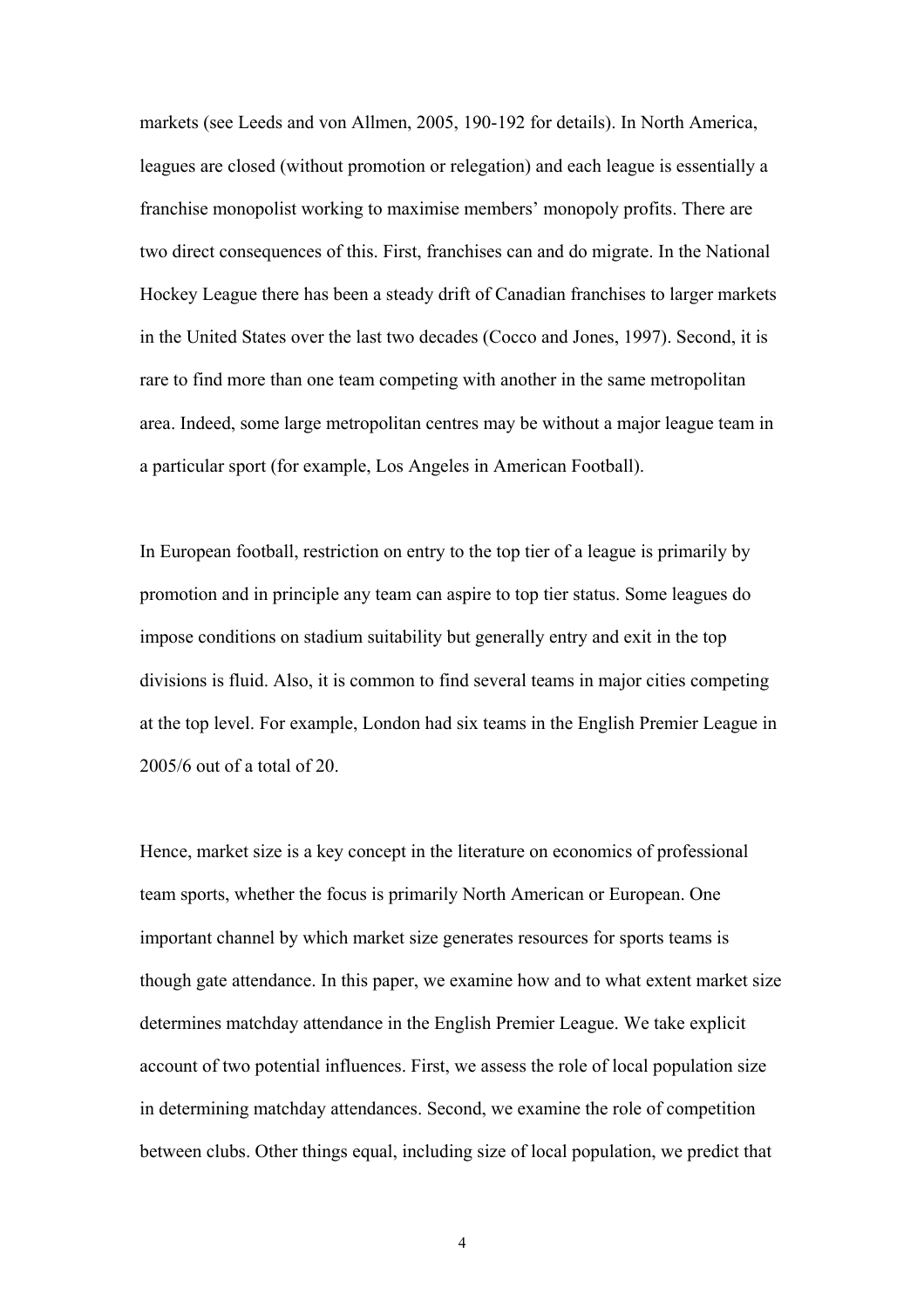markets (see Leeds and von Allmen, 2005, 190-192 for details). In North America, leagues are closed (without promotion or relegation) and each league is essentially a franchise monopolist working to maximise members' monopoly profits. There are two direct consequences of this. First, franchises can and do migrate. In the National Hockey League there has been a steady drift of Canadian franchises to larger markets in the United States over the last two decades (Cocco and Jones, 1997). Second, it is rare to find more than one team competing with another in the same metropolitan area. Indeed, some large metropolitan centres may be without a major league team in a particular sport (for example, Los Angeles in American Football).

In European football, restriction on entry to the top tier of a league is primarily by promotion and in principle any team can aspire to top tier status. Some leagues do impose conditions on stadium suitability but generally entry and exit in the top divisions is fluid. Also, it is common to find several teams in major cities competing at the top level. For example, London had six teams in the English Premier League in 2005/6 out of a total of 20.

Hence, market size is a key concept in the literature on economics of professional team sports, whether the focus is primarily North American or European. One important channel by which market size generates resources for sports teams is though gate attendance. In this paper, we examine how and to what extent market size determines matchday attendance in the English Premier League. We take explicit account of two potential influences. First, we assess the role of local population size in determining matchday attendances. Second, we examine the role of competition between clubs. Other things equal, including size of local population, we predict that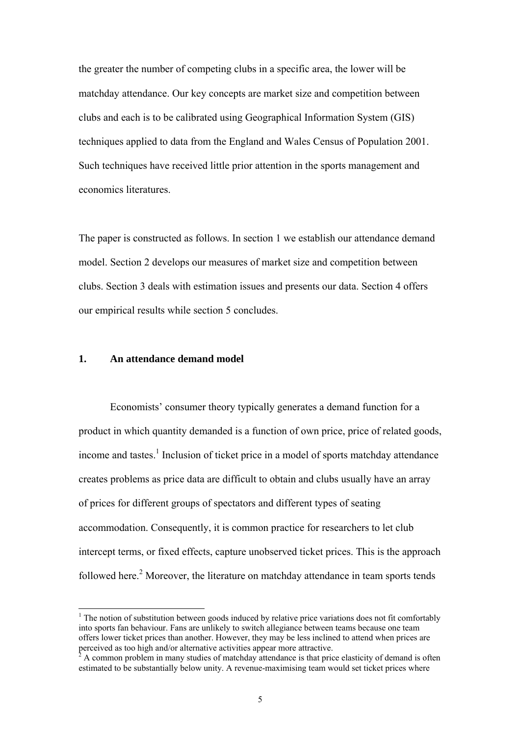the greater the number of competing clubs in a specific area, the lower will be matchday attendance. Our key concepts are market size and competition between clubs and each is to be calibrated using Geographical Information System (GIS) techniques applied to data from the England and Wales Census of Population 2001. Such techniques have received little prior attention in the sports management and economics literatures.

The paper is constructed as follows. In section 1 we establish our attendance demand model. Section 2 develops our measures of market size and competition between clubs. Section 3 deals with estimation issues and presents our data. Section 4 offers our empirical results while section 5 concludes.

## 1. An attendance demand model

Economists' consumer theory typically generates a demand function for a product in which quantity demanded is a function of own price, price of related goods, income and tastes.[1] Inclusion of ticket price in a model of sports matchday attendance creates problems as price data are difficult to obtain and clubs usually have an array of prices for different groups of spectators and different types of seating accommodation. Consequently, it is common practice for researchers to let club intercept terms, or fixed effects, capture unobserved ticket prices. This is the approach followed here.[2] Moreover, the literature on matchday attendance in team sports tends

---

[1] The notion of substitution between goods induced by relative price variations does not fit comfortably into sports fan behaviour. Fans are unlikely to switch allegiance between teams because one team offers lower ticket prices than another. However, they may be less inclined to attend when prices are perceived as too high and/or alternative activities appear more attractive.

[2] A common problem in many studies of matchday attendance is that price elasticity of demand is often estimated to be substantially below unity. A revenue-maximising team would set ticket prices where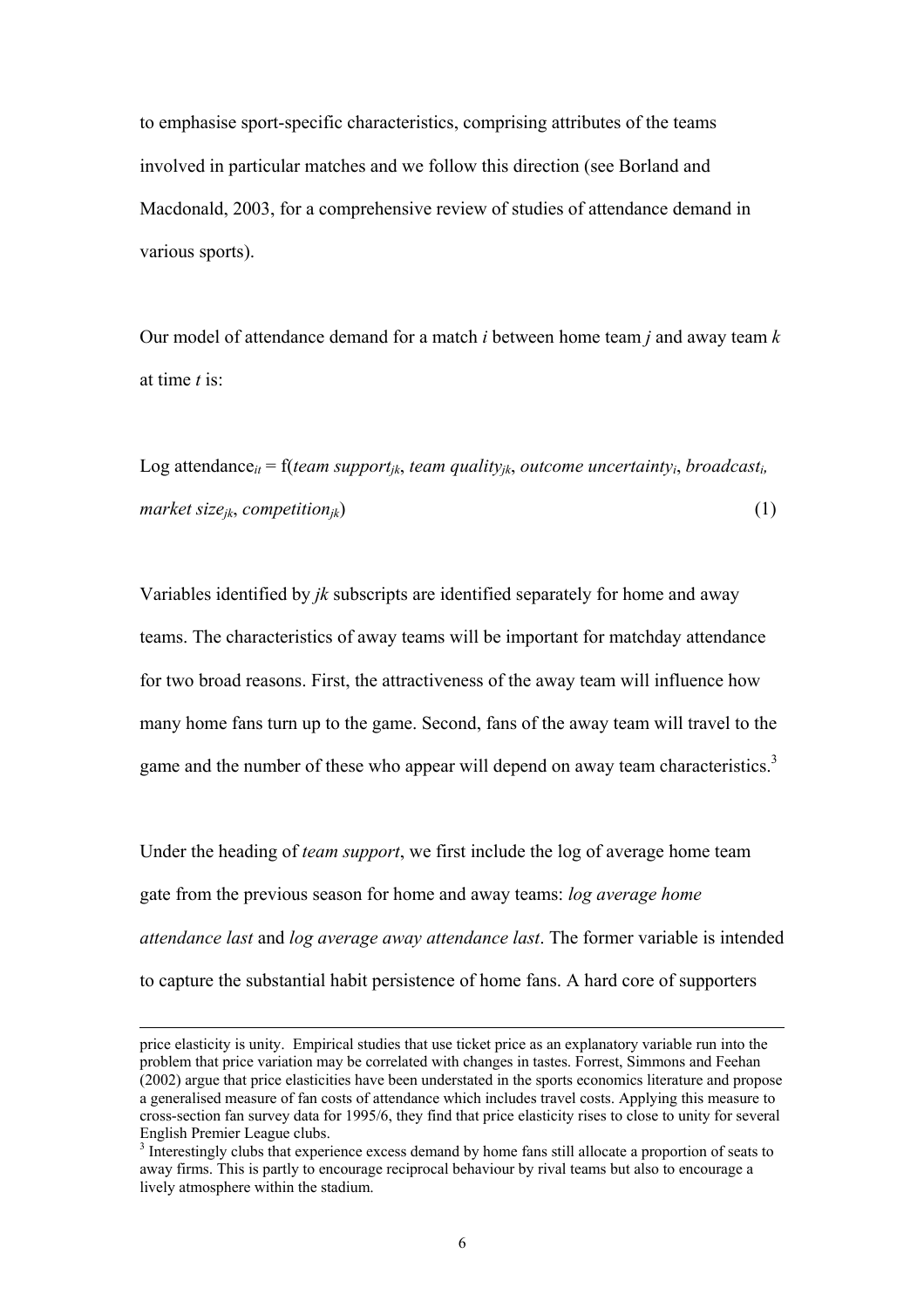to emphasise sport-specific characteristics, comprising attributes of the teams involved in particular matches and we follow this direction (see Borland and Macdonald, 2003, for a comprehensive review of studies of attendance demand in various sports).

Our model of attendance demand for a match $i$ between home team $j$ and away team $k$ at time $t$ is:

$$\text{Log attendance}_{it} = \text{f}(\textit{team support}_{jk}, \textit{team quality}_{jk}, \textit{outcome uncertainty}_{i}, \textit{broadcast}_{i}, \textit{market size}_{jk}, \textit{competition}_{jk}) \quad (1)$$

Variables identified by $jk$ subscripts are identified separately for home and away teams. The characteristics of away teams will be important for matchday attendance for two broad reasons. First, the attractiveness of the away team will influence how many home fans turn up to the game. Second, fans of the away team will travel to the game and the number of these who appear will depend on away team characteristics.[3]

Under the heading of *team support*, we first include the log of average home team gate from the previous season for home and away teams: *log average home attendance last* and *log average away attendance last*. The former variable is intended to capture the substantial habit persistence of home fans. A hard core of supporters

---

price elasticity is unity. Empirical studies that use ticket price as an explanatory variable run into the problem that price variation may be correlated with changes in tastes. Forrest, Simmons and Feehan (2002) argue that price elasticities have been understated in the sports economics literature and propose a generalised measure of fan costs of attendance which includes travel costs. Applying this measure to cross-section fan survey data for 1995/6, they find that price elasticity rises to close to unity for several English Premier League clubs.

[3] Interestingly clubs that experience excess demand by home fans still allocate a proportion of seats to away firms. This is partly to encourage reciprocal behaviour by rival teams but also to encourage a lively atmosphere within the stadium.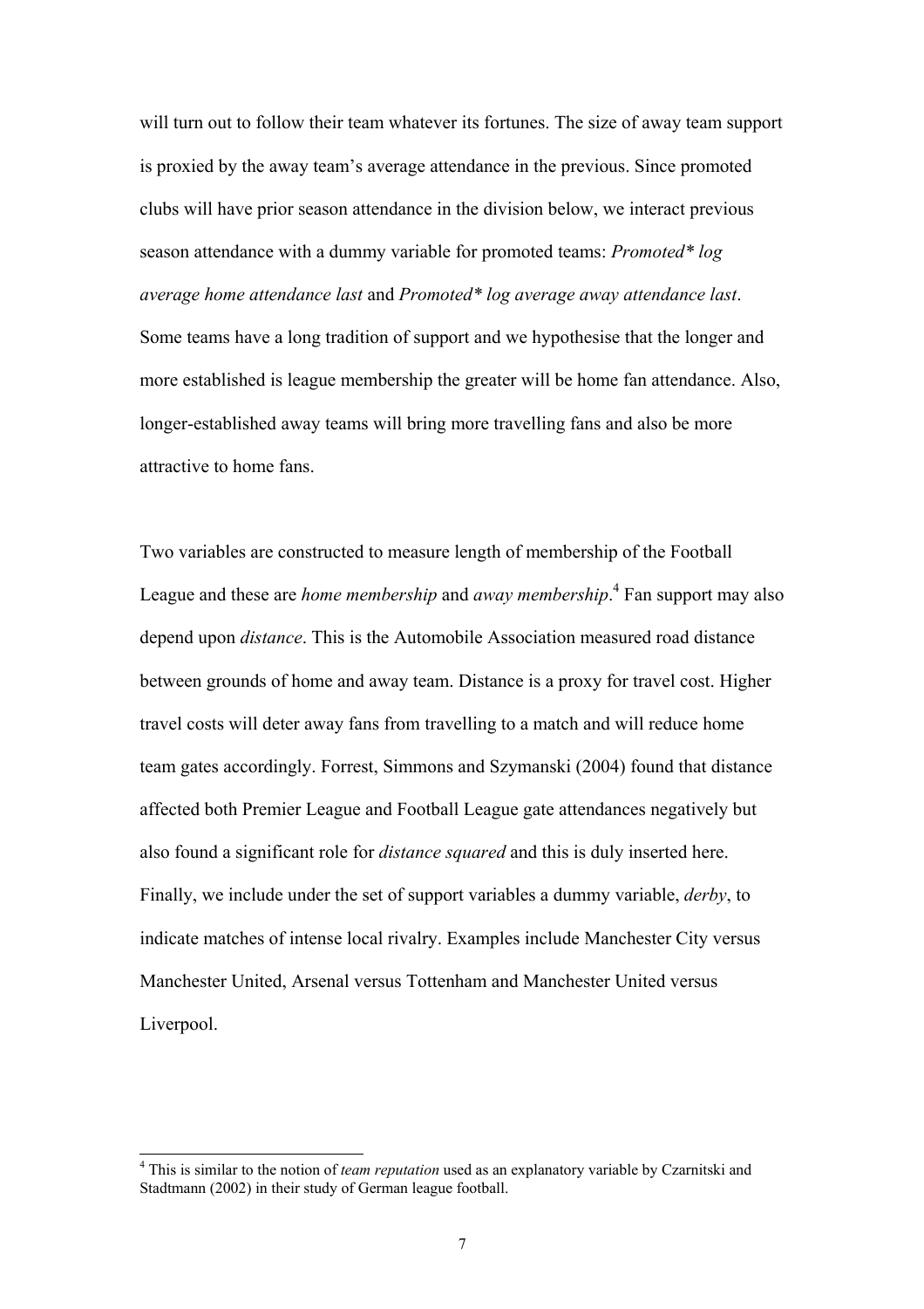will turn out to follow their team whatever its fortunes. The size of away team support is proxied by the away team's average attendance in the previous. Since promoted clubs will have prior season attendance in the division below, we interact previous season attendance with a dummy variable for promoted teams: *Promoted\* log average home attendance last* and *Promoted\* log average away attendance last*. Some teams have a long tradition of support and we hypothesise that the longer and more established is league membership the greater will be home fan attendance. Also, longer-established away teams will bring more travelling fans and also be more attractive to home fans.

Two variables are constructed to measure length of membership of the Football League and these are *home membership* and *away membership*.[4] Fan support may also depend upon *distance*. This is the Automobile Association measured road distance between grounds of home and away team. Distance is a proxy for travel cost. Higher travel costs will deter away fans from travelling to a match and will reduce home team gates accordingly. Forrest, Simmons and Szymanski (2004) found that distance affected both Premier League and Football League gate attendances negatively but also found a significant role for *distance squared* and this is duly inserted here. Finally, we include under the set of support variables a dummy variable, *derby*, to indicate matches of intense local rivalry. Examples include Manchester City versus Manchester United, Arsenal versus Tottenham and Manchester United versus Liverpool.

[4] This is similar to the notion of *team reputation* used as an explanatory variable by Czarnitski and Stadtmann (2002) in their study of German league football.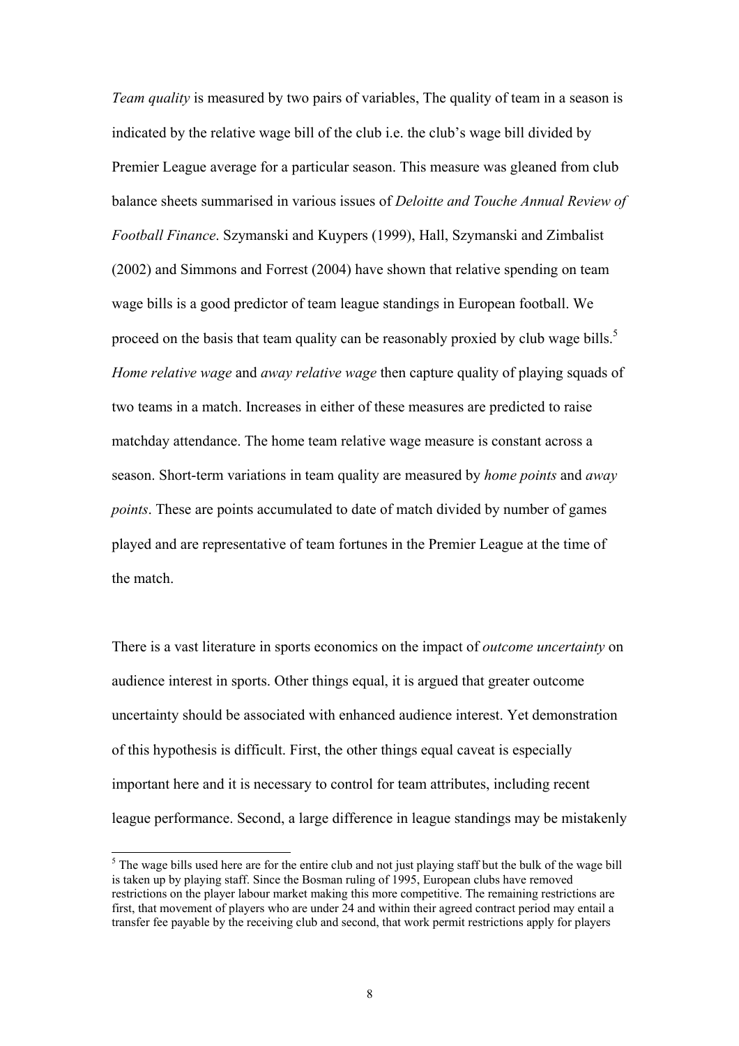*Team quality* is measured by two pairs of variables, The quality of team in a season is indicated by the relative wage bill of the club i.e. the club's wage bill divided by Premier League average for a particular season. This measure was gleaned from club balance sheets summarised in various issues of *Deloitte and Touche Annual Review of Football Finance*. Szymanski and Kuypers (1999), Hall, Szymanski and Zimbalist (2002) and Simmons and Forrest (2004) have shown that relative spending on team wage bills is a good predictor of team league standings in European football. We proceed on the basis that team quality can be reasonably proxied by club wage bills.[5] *Home relative wage* and *away relative wage* then capture quality of playing squads of two teams in a match. Increases in either of these measures are predicted to raise matchday attendance. The home team relative wage measure is constant across a season. Short-term variations in team quality are measured by *home points* and *away points*. These are points accumulated to date of match divided by number of games played and are representative of team fortunes in the Premier League at the time of the match.

There is a vast literature in sports economics on the impact of *outcome uncertainty* on audience interest in sports. Other things equal, it is argued that greater outcome uncertainty should be associated with enhanced audience interest. Yet demonstration of this hypothesis is difficult. First, the other things equal caveat is especially important here and it is necessary to control for team attributes, including recent league performance. Second, a large difference in league standings may be mistakenly

---

[5] The wage bills used here are for the entire club and not just playing staff but the bulk of the wage bill is taken up by playing staff. Since the Bosman ruling of 1995, European clubs have removed restrictions on the player labour market making this more competitive. The remaining restrictions are first, that movement of players who are under 24 and within their agreed contract period may entail a transfer fee payable by the receiving club and second, that work permit restrictions apply for players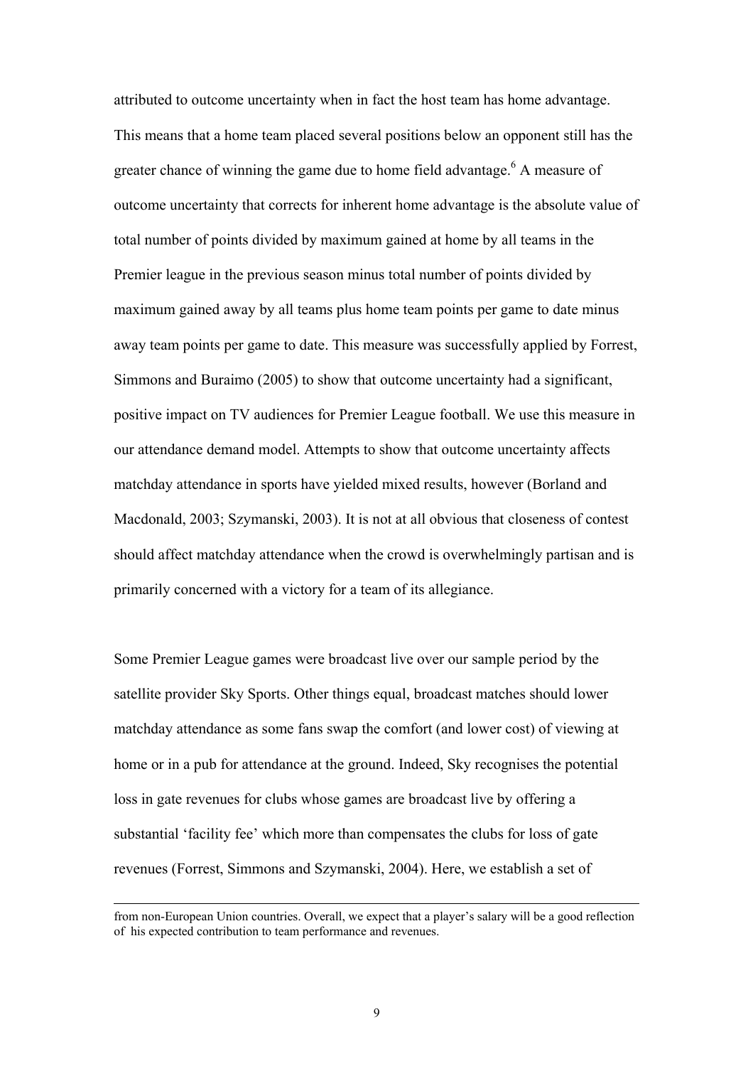attributed to outcome uncertainty when in fact the host team has home advantage. This means that a home team placed several positions below an opponent still has the greater chance of winning the game due to home field advantage.[6] A measure of outcome uncertainty that corrects for inherent home advantage is the absolute value of total number of points divided by maximum gained at home by all teams in the Premier league in the previous season minus total number of points divided by maximum gained away by all teams plus home team points per game to date minus away team points per game to date. This measure was successfully applied by Forrest, Simmons and Buraimo (2005) to show that outcome uncertainty had a significant, positive impact on TV audiences for Premier League football. We use this measure in our attendance demand model. Attempts to show that outcome uncertainty affects matchday attendance in sports have yielded mixed results, however (Borland and Macdonald, 2003; Szymanski, 2003). It is not at all obvious that closeness of contest should affect matchday attendance when the crowd is overwhelmingly partisan and is primarily concerned with a victory for a team of its allegiance.

Some Premier League games were broadcast live over our sample period by the satellite provider Sky Sports. Other things equal, broadcast matches should lower matchday attendance as some fans swap the comfort (and lower cost) of viewing at home or in a pub for attendance at the ground. Indeed, Sky recognises the potential loss in gate revenues for clubs whose games are broadcast live by offering a substantial 'facility fee' which more than compensates the clubs for loss of gate revenues (Forrest, Simmons and Szymanski, 2004). Here, we establish a set of

---

from non-European Union countries. Overall, we expect that a player's salary will be a good reflection of his expected contribution to team performance and revenues.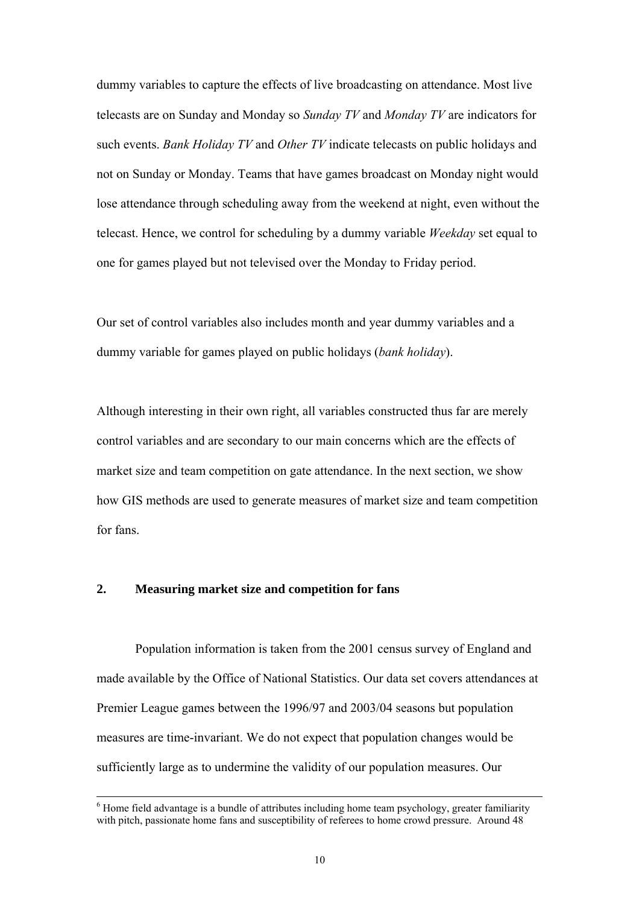dummy variables to capture the effects of live broadcasting on attendance. Most live telecasts are on Sunday and Monday so *Sunday TV* and *Monday TV* are indicators for such events. *Bank Holiday TV* and *Other TV* indicate telecasts on public holidays and not on Sunday or Monday. Teams that have games broadcast on Monday night would lose attendance through scheduling away from the weekend at night, even without the telecast. Hence, we control for scheduling by a dummy variable *Weekday* set equal to one for games played but not televised over the Monday to Friday period.

Our set of control variables also includes month and year dummy variables and a dummy variable for games played on public holidays (*bank holiday*).

Although interesting in their own right, all variables constructed thus far are merely control variables and are secondary to our main concerns which are the effects of market size and team competition on gate attendance. In the next section, we show how GIS methods are used to generate measures of market size and team competition for fans.

## 2. Measuring market size and competition for fans

Population information is taken from the 2001 census survey of England and made available by the Office of National Statistics. Our data set covers attendances at Premier League games between the 1996/97 and 2003/04 seasons but population measures are time-invariant. We do not expect that population changes would be sufficiently large as to undermine the validity of our population measures. Our

---

[6] Home field advantage is a bundle of attributes including home team psychology, greater familiarity with pitch, passionate home fans and susceptibility of referees to home crowd pressure. Around 48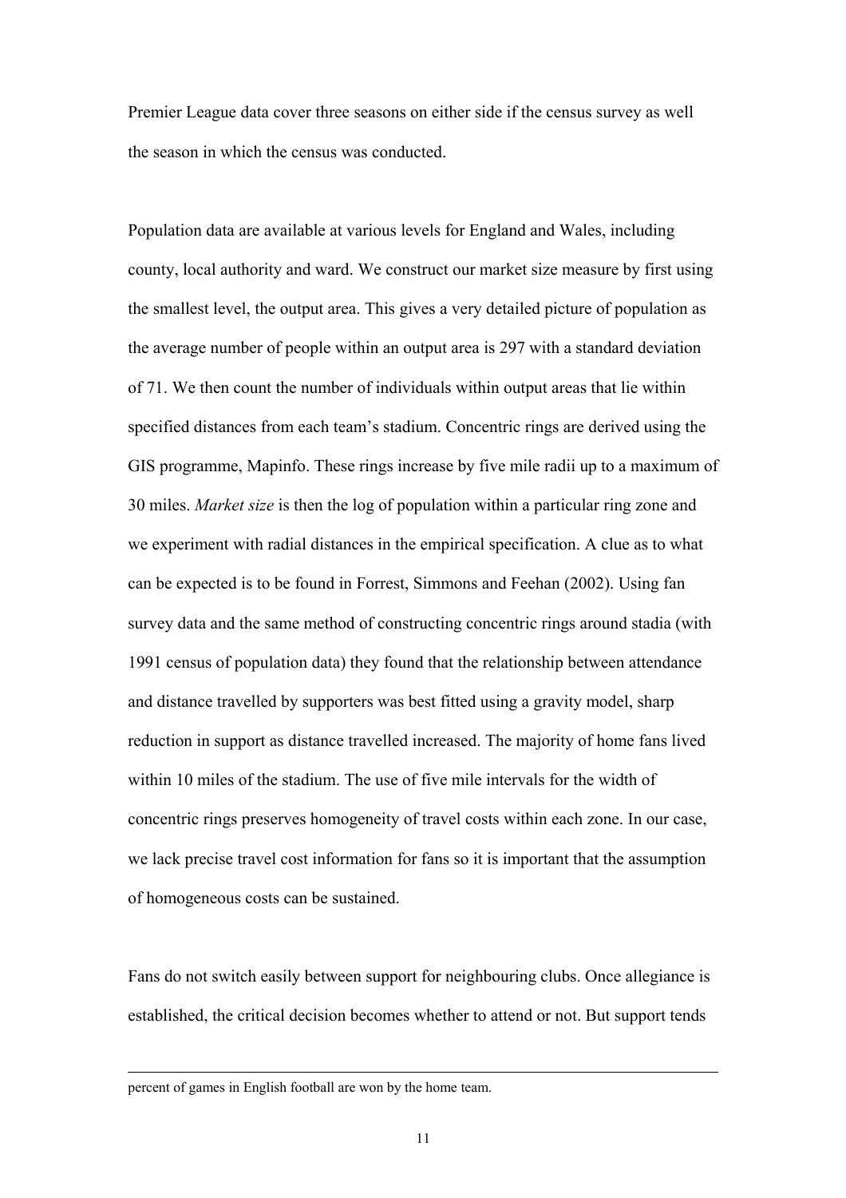Premier League data cover three seasons on either side if the census survey as well the season in which the census was conducted.

Population data are available at various levels for England and Wales, including county, local authority and ward. We construct our market size measure by first using the smallest level, the output area. This gives a very detailed picture of population as the average number of people within an output area is 297 with a standard deviation of 71. We then count the number of individuals within output areas that lie within specified distances from each team's stadium. Concentric rings are derived using the GIS programme, Mapinfo. These rings increase by five mile radii up to a maximum of 30 miles. *Market size* is then the log of population within a particular ring zone and we experiment with radial distances in the empirical specification. A clue as to what can be expected is to be found in Forrest, Simmons and Feehan (2002). Using fan survey data and the same method of constructing concentric rings around stadia (with 1991 census of population data) they found that the relationship between attendance and distance travelled by supporters was best fitted using a gravity model, sharp reduction in support as distance travelled increased. The majority of home fans lived within 10 miles of the stadium. The use of five mile intervals for the width of concentric rings preserves homogeneity of travel costs within each zone. In our case, we lack precise travel cost information for fans so it is important that the assumption of homogeneous costs can be sustained.

Fans do not switch easily between support for neighbouring clubs. Once allegiance is established, the critical decision becomes whether to attend or not. But support tends

---

percent of games in English football are won by the home team.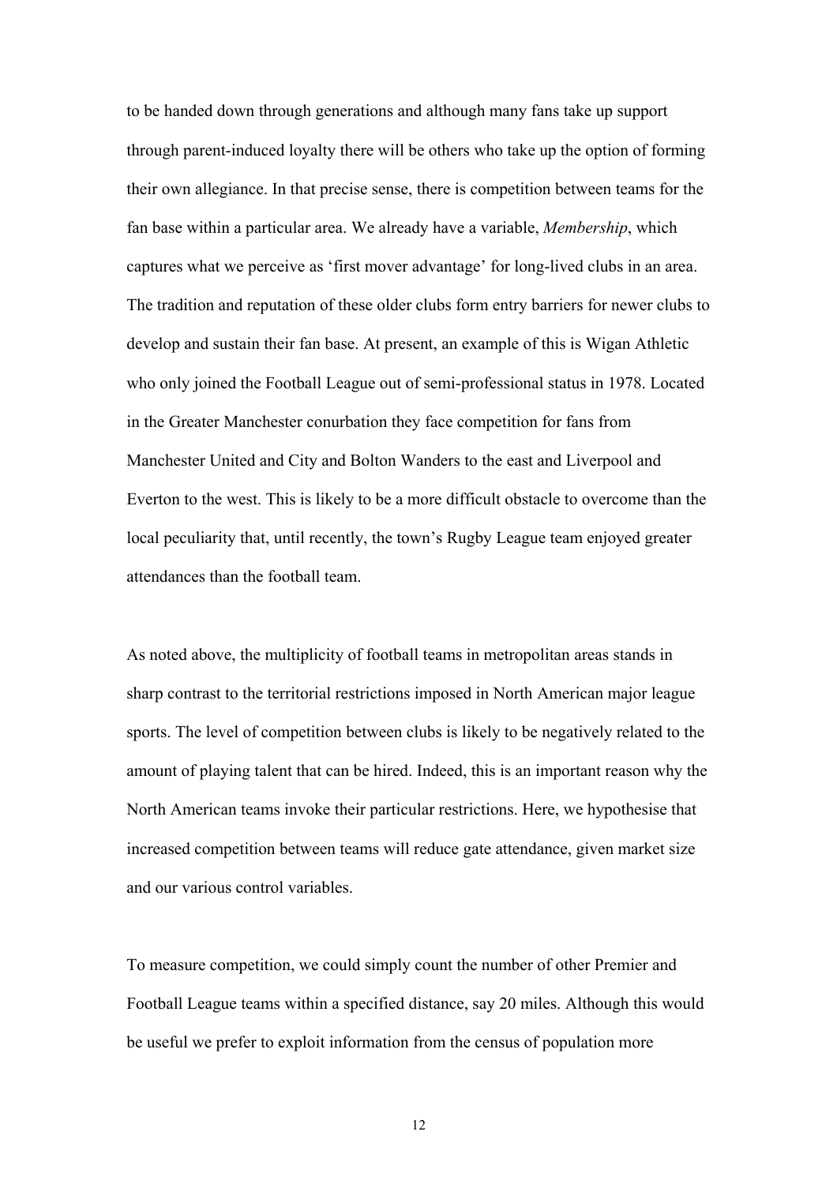to be handed down through generations and although many fans take up support through parent-induced loyalty there will be others who take up the option of forming their own allegiance. In that precise sense, there is competition between teams for the fan base within a particular area. We already have a variable, *Membership*, which captures what we perceive as 'first mover advantage' for long-lived clubs in an area. The tradition and reputation of these older clubs form entry barriers for newer clubs to develop and sustain their fan base. At present, an example of this is Wigan Athletic who only joined the Football League out of semi-professional status in 1978. Located in the Greater Manchester conurbation they face competition for fans from Manchester United and City and Bolton Wanders to the east and Liverpool and Everton to the west. This is likely to be a more difficult obstacle to overcome than the local peculiarity that, until recently, the town's Rugby League team enjoyed greater attendances than the football team.

As noted above, the multiplicity of football teams in metropolitan areas stands in sharp contrast to the territorial restrictions imposed in North American major league sports. The level of competition between clubs is likely to be negatively related to the amount of playing talent that can be hired. Indeed, this is an important reason why the North American teams invoke their particular restrictions. Here, we hypothesise that increased competition between teams will reduce gate attendance, given market size and our various control variables.

To measure competition, we could simply count the number of other Premier and Football League teams within a specified distance, say 20 miles. Although this would be useful we prefer to exploit information from the census of population more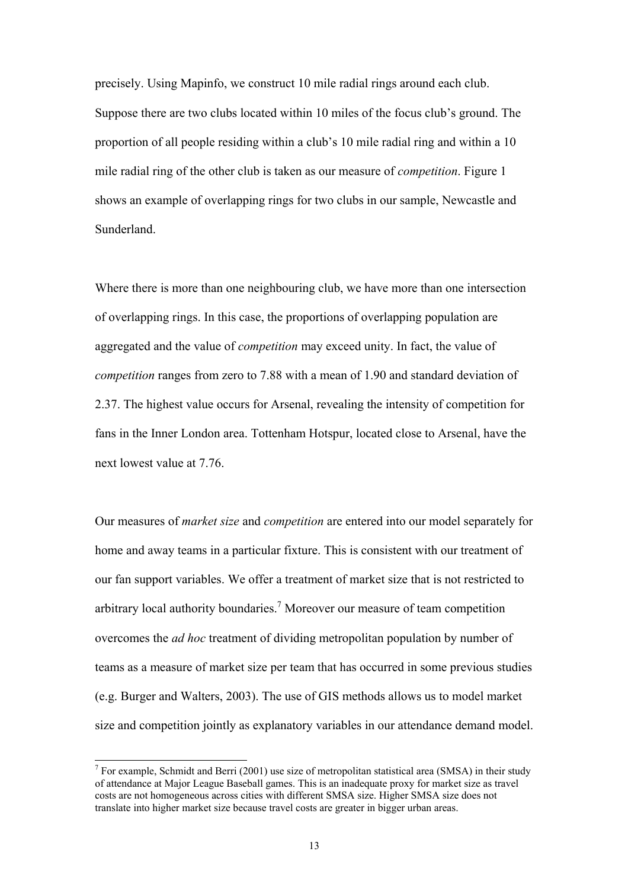precisely. Using Mapinfo, we construct 10 mile radial rings around each club. Suppose there are two clubs located within 10 miles of the focus club's ground. The proportion of all people residing within a club's 10 mile radial ring and within a 10 mile radial ring of the other club is taken as our measure of *competition*. Figure 1 shows an example of overlapping rings for two clubs in our sample, Newcastle and Sunderland.

Where there is more than one neighbouring club, we have more than one intersection of overlapping rings. In this case, the proportions of overlapping population are aggregated and the value of *competition* may exceed unity. In fact, the value of *competition* ranges from zero to 7.88 with a mean of 1.90 and standard deviation of 2.37. The highest value occurs for Arsenal, revealing the intensity of competition for fans in the Inner London area. Tottenham Hotspur, located close to Arsenal, have the next lowest value at 7.76.

Our measures of *market size* and *competition* are entered into our model separately for home and away teams in a particular fixture. This is consistent with our treatment of our fan support variables. We offer a treatment of market size that is not restricted to arbitrary local authority boundaries.[7] Moreover our measure of team competition overcomes the *ad hoc* treatment of dividing metropolitan population by number of teams as a measure of market size per team that has occurred in some previous studies (e.g. Burger and Walters, 2003). The use of GIS methods allows us to model market size and competition jointly as explanatory variables in our attendance demand model.

[7] For example, Schmidt and Berri (2001) use size of metropolitan statistical area (SMSA) in their study of attendance at Major League Baseball games. This is an inadequate proxy for market size as travel costs are not homogeneous across cities with different SMSA size. Higher SMSA size does not translate into higher market size because travel costs are greater in bigger urban areas.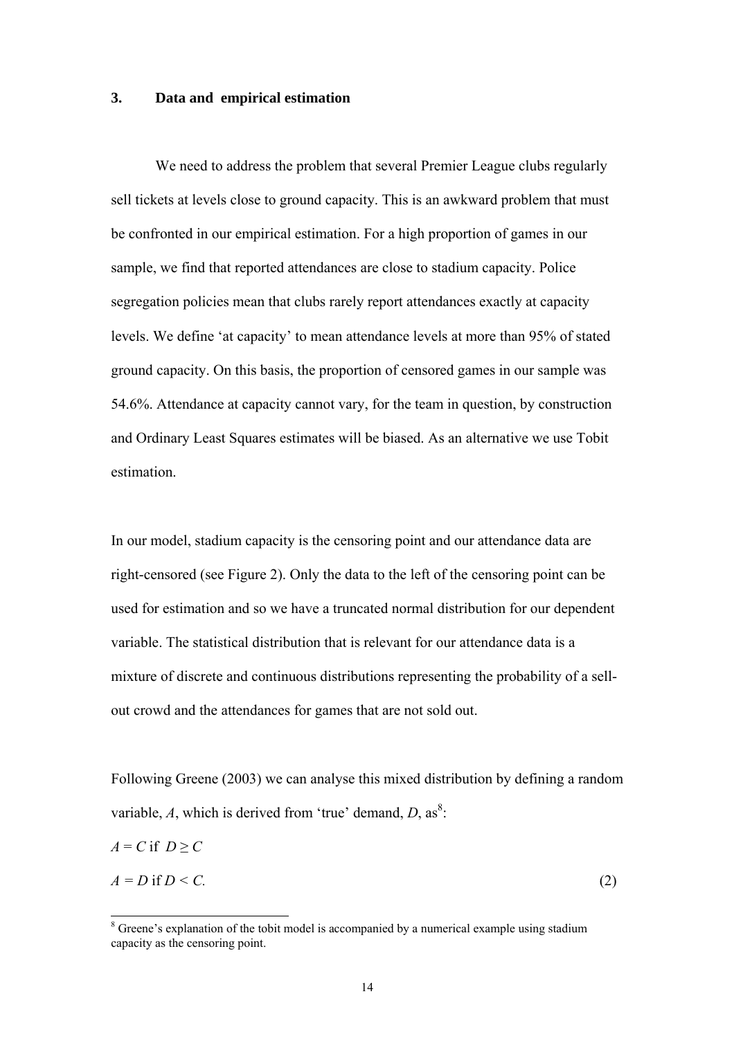## 3. Data and empirical estimation

We need to address the problem that several Premier League clubs regularly sell tickets at levels close to ground capacity. This is an awkward problem that must be confronted in our empirical estimation. For a high proportion of games in our sample, we find that reported attendances are close to stadium capacity. Police segregation policies mean that clubs rarely report attendances exactly at capacity levels. We define 'at capacity' to mean attendance levels at more than 95% of stated ground capacity. On this basis, the proportion of censored games in our sample was 54.6%. Attendance at capacity cannot vary, for the team in question, by construction and Ordinary Least Squares estimates will be biased. As an alternative we use Tobit estimation.

In our model, stadium capacity is the censoring point and our attendance data are right-censored (see Figure 2). Only the data to the left of the censoring point can be used for estimation and so we have a truncated normal distribution for our dependent variable. The statistical distribution that is relevant for our attendance data is a mixture of discrete and continuous distributions representing the probability of a sell-out crowd and the attendances for games that are not sold out.

Following Greene (2003) we can analyse this mixed distribution by defining a random variable, $A$, which is derived from 'true' demand, $D$, as[8]:

$$A = C \text{ if } D \geq C$$

$$A = D \text{ if } D < C. \tag{2}$$

[8] Greene's explanation of the tobit model is accompanied by a numerical example using stadium capacity as the censoring point.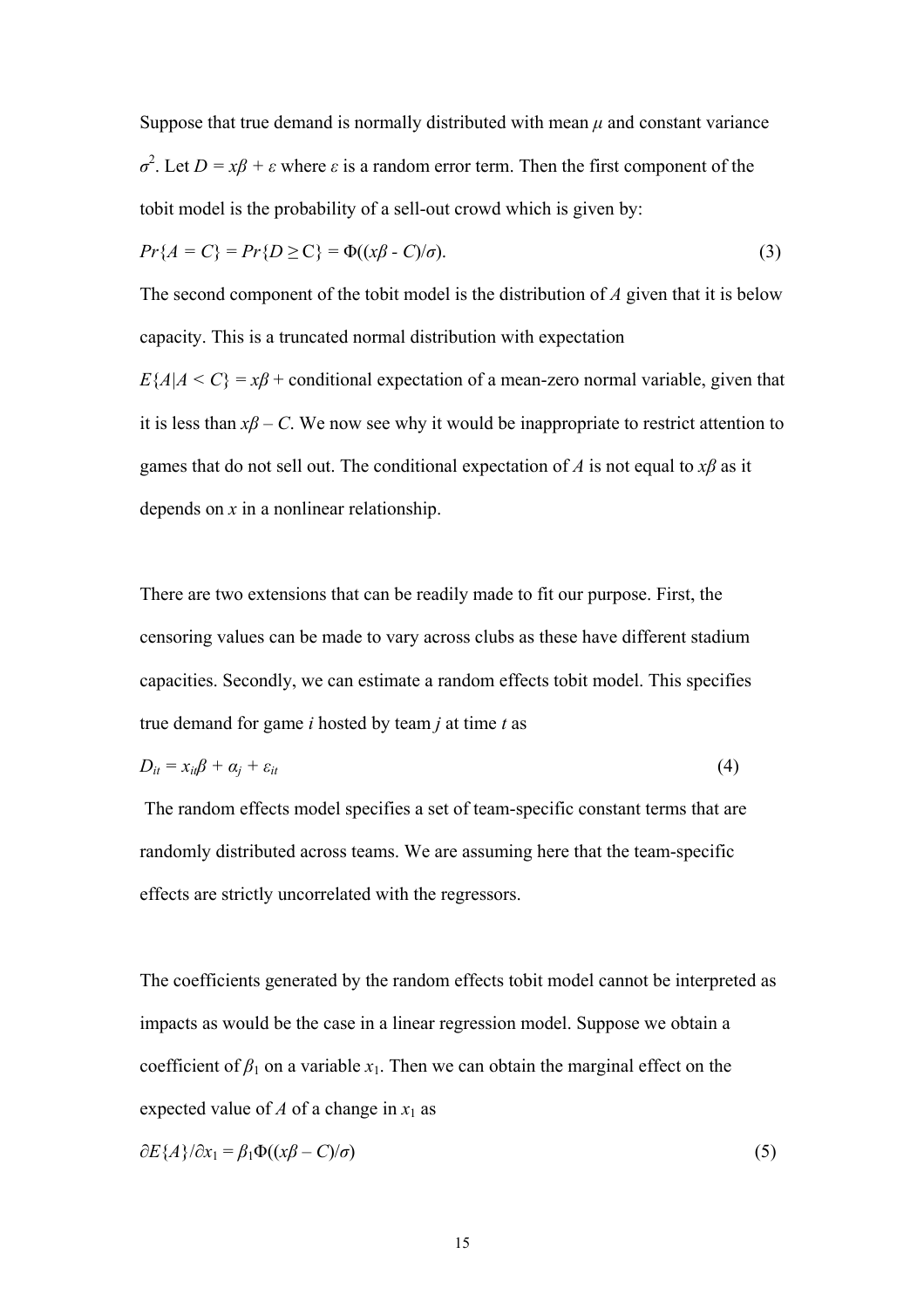Suppose that true demand is normally distributed with mean $\mu$ and constant variance $\sigma^2$. Let $D = x\beta + \varepsilon$ where $\varepsilon$ is a random error term. Then the first component of the tobit model is the probability of a sell-out crowd which is given by:

$$Pr\{A = C\} = Pr\{D \geq C\} = \Phi((x\beta - C)/\sigma). \tag{3}$$

The second component of the tobit model is the distribution of $A$ given that it is below capacity. This is a truncated normal distribution with expectation

$E\{A|A < C\} = x\beta$ + conditional expectation of a mean-zero normal variable, given that it is less than $x\beta - C$. We now see why it would be inappropriate to restrict attention to games that do not sell out. The conditional expectation of $A$ is not equal to $x\beta$ as it depends on $x$ in a nonlinear relationship.

There are two extensions that can be readily made to fit our purpose. First, the censoring values can be made to vary across clubs as these have different stadium capacities. Secondly, we can estimate a random effects tobit model. This specifies true demand for game $i$ hosted by team $j$ at time $t$ as

$$D_{it} = x_{it}\beta + \alpha_j + \varepsilon_{it} \tag{4}$$

The random effects model specifies a set of team-specific constant terms that are randomly distributed across teams. We are assuming here that the team-specific effects are strictly uncorrelated with the regressors.

The coefficients generated by the random effects tobit model cannot be interpreted as impacts as would be the case in a linear regression model. Suppose we obtain a coefficient of $\beta_1$ on a variable $x_1$. Then we can obtain the marginal effect on the expected value of $A$ of a change in $x_1$ as

$$\partial E\{A\}/\partial x_1 = \beta_1\Phi((x\beta - C)/\sigma) \tag{5}$$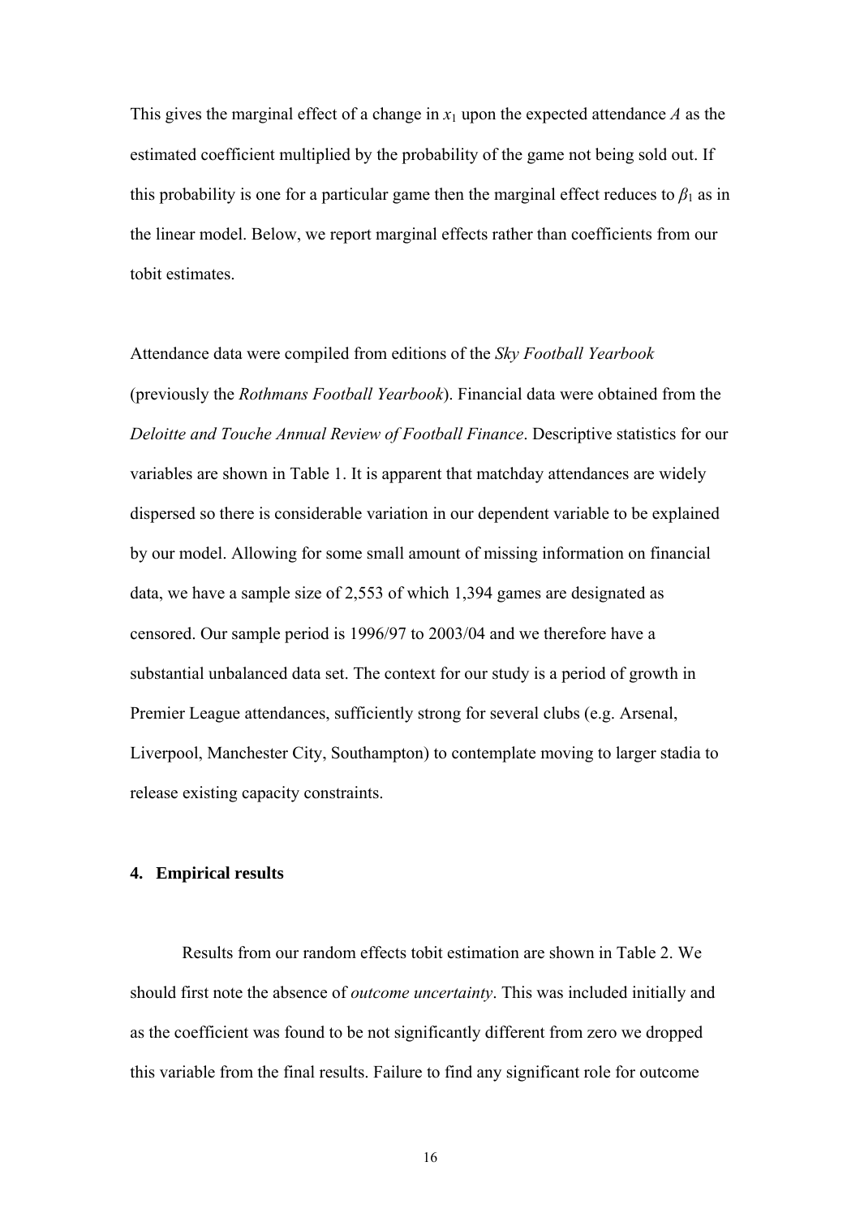This gives the marginal effect of a change in $x_1$ upon the expected attendance $A$ as the estimated coefficient multiplied by the probability of the game not being sold out. If this probability is one for a particular game then the marginal effect reduces to $\beta_1$ as in the linear model. Below, we report marginal effects rather than coefficients from our tobit estimates.

Attendance data were compiled from editions of the *Sky Football Yearbook* (previously the *Rothmans Football Yearbook*). Financial data were obtained from the *Deloitte and Touche Annual Review of Football Finance*. Descriptive statistics for our variables are shown in Table 1. It is apparent that matchday attendances are widely dispersed so there is considerable variation in our dependent variable to be explained by our model. Allowing for some small amount of missing information on financial data, we have a sample size of 2,553 of which 1,394 games are designated as censored. Our sample period is 1996/97 to 2003/04 and we therefore have a substantial unbalanced data set. The context for our study is a period of growth in Premier League attendances, sufficiently strong for several clubs (e.g. Arsenal, Liverpool, Manchester City, Southampton) to contemplate moving to larger stadia to release existing capacity constraints.

## 4. Empirical results

Results from our random effects tobit estimation are shown in Table 2. We should first note the absence of *outcome uncertainty*. This was included initially and as the coefficient was found to be not significantly different from zero we dropped this variable from the final results. Failure to find any significant role for outcome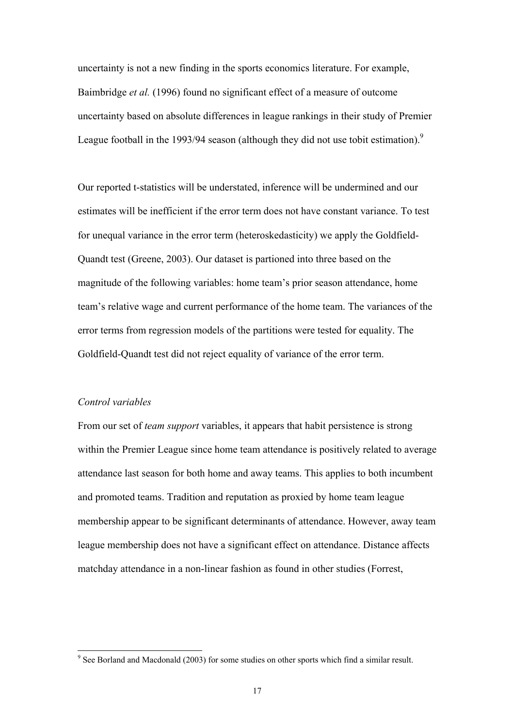uncertainty is not a new finding in the sports economics literature. For example, Baimbridge *et al.* (1996) found no significant effect of a measure of outcome uncertainty based on absolute differences in league rankings in their study of Premier League football in the 1993/94 season (although they did not use tobit estimation).[9]

Our reported t-statistics will be understated, inference will be undermined and our estimates will be inefficient if the error term does not have constant variance. To test for unequal variance in the error term (heteroskedasticity) we apply the Goldfield-Quandt test (Greene, 2003). Our dataset is partioned into three based on the magnitude of the following variables: home team's prior season attendance, home team's relative wage and current performance of the home team. The variances of the error terms from regression models of the partitions were tested for equality. The Goldfield-Quandt test did not reject equality of variance of the error term.

*Control variables*

From our set of *team support* variables, it appears that habit persistence is strong within the Premier League since home team attendance is positively related to average attendance last season for both home and away teams. This applies to both incumbent and promoted teams. Tradition and reputation as proxied by home team league membership appear to be significant determinants of attendance. However, away team league membership does not have a significant effect on attendance. Distance affects matchday attendance in a non-linear fashion as found in other studies (Forrest,

[9] See Borland and Macdonald (2003) for some studies on other sports which find a similar result.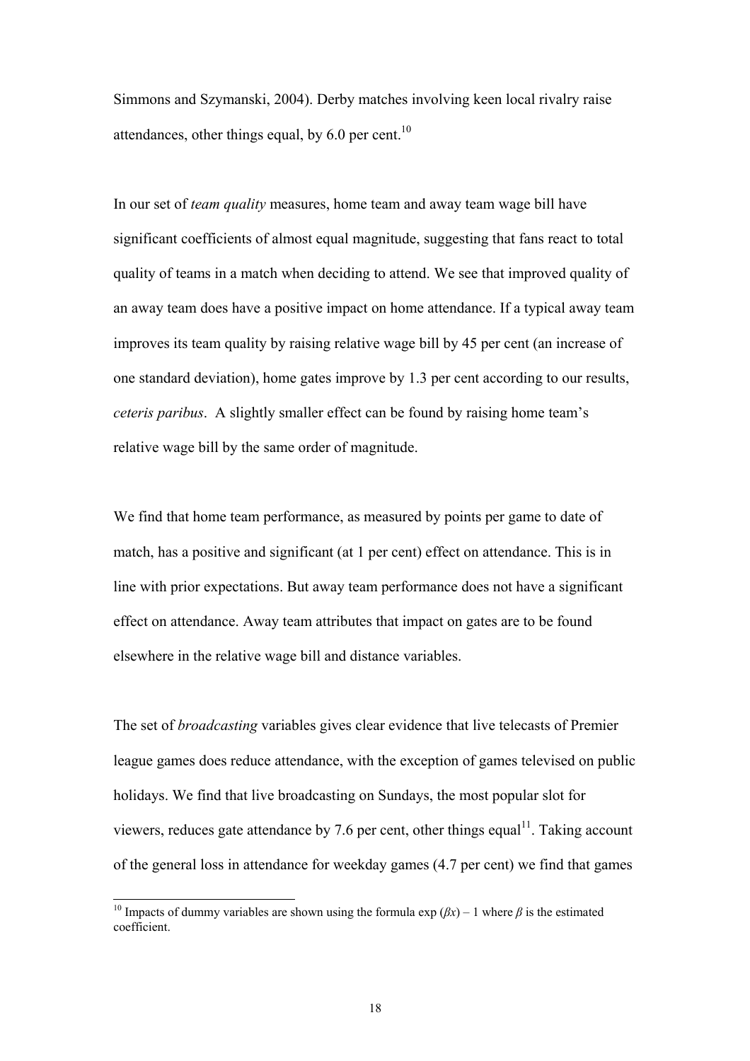Simmons and Szymanski, 2004). Derby matches involving keen local rivalry raise attendances, other things equal, by 6.0 per cent.[10]

In our set of *team quality* measures, home team and away team wage bill have significant coefficients of almost equal magnitude, suggesting that fans react to total quality of teams in a match when deciding to attend. We see that improved quality of an away team does have a positive impact on home attendance. If a typical away team improves its team quality by raising relative wage bill by 45 per cent (an increase of one standard deviation), home gates improve by 1.3 per cent according to our results, *ceteris paribus*. A slightly smaller effect can be found by raising home team's relative wage bill by the same order of magnitude.

We find that home team performance, as measured by points per game to date of match, has a positive and significant (at 1 per cent) effect on attendance. This is in line with prior expectations. But away team performance does not have a significant effect on attendance. Away team attributes that impact on gates are to be found elsewhere in the relative wage bill and distance variables.

The set of *broadcasting* variables gives clear evidence that live telecasts of Premier league games does reduce attendance, with the exception of games televised on public holidays. We find that live broadcasting on Sundays, the most popular slot for viewers, reduces gate attendance by 7.6 per cent, other things equal[11]. Taking account of the general loss in attendance for weekday games (4.7 per cent) we find that games

[10] Impacts of dummy variables are shown using the formula exp $(\beta x) - 1$ where $\beta$ is the estimated coefficient.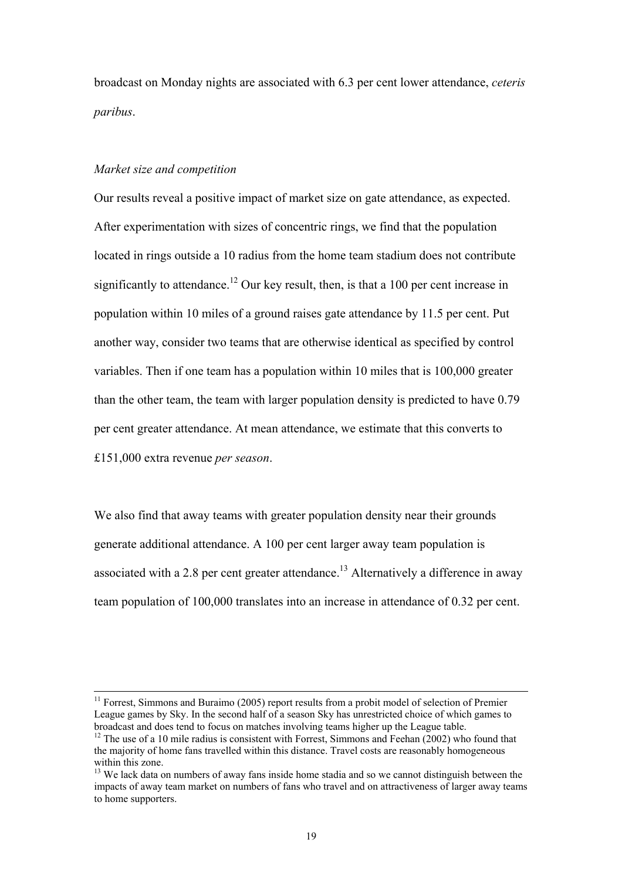broadcast on Monday nights are associated with 6.3 per cent lower attendance, *ceteris paribus*.

*Market size and competition*

Our results reveal a positive impact of market size on gate attendance, as expected. After experimentation with sizes of concentric rings, we find that the population located in rings outside a 10 radius from the home team stadium does not contribute significantly to attendance.[12] Our key result, then, is that a 100 per cent increase in population within 10 miles of a ground raises gate attendance by 11.5 per cent. Put another way, consider two teams that are otherwise identical as specified by control variables. Then if one team has a population within 10 miles that is 100,000 greater than the other team, the team with larger population density is predicted to have 0.79 per cent greater attendance. At mean attendance, we estimate that this converts to £151,000 extra revenue *per season*.

We also find that away teams with greater population density near their grounds generate additional attendance. A 100 per cent larger away team population is associated with a 2.8 per cent greater attendance.[13] Alternatively a difference in away team population of 100,000 translates into an increase in attendance of 0.32 per cent.

---

[11] Forrest, Simmons and Buraimo (2005) report results from a probit model of selection of Premier League games by Sky. In the second half of a season Sky has unrestricted choice of which games to broadcast and does tend to focus on matches involving teams higher up the League table.

[12] The use of a 10 mile radius is consistent with Forrest, Simmons and Feehan (2002) who found that the majority of home fans travelled within this distance. Travel costs are reasonably homogeneous within this zone.

[13] We lack data on numbers of away fans inside home stadia and so we cannot distinguish between the impacts of away team market on numbers of fans who travel and on attractiveness of larger away teams to home supporters.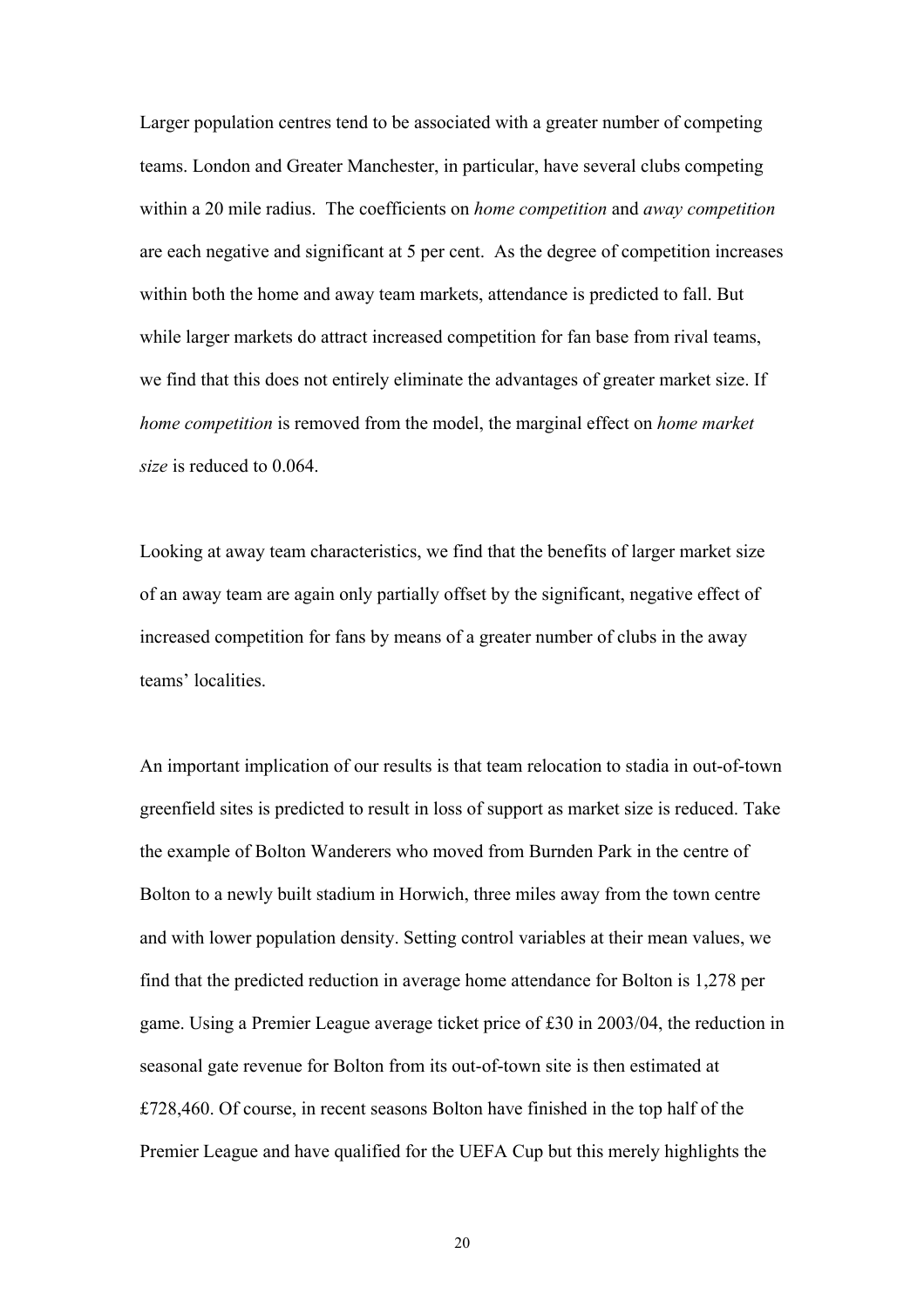Larger population centres tend to be associated with a greater number of competing teams. London and Greater Manchester, in particular, have several clubs competing within a 20 mile radius. The coefficients on *home competition* and *away competition* are each negative and significant at 5 per cent. As the degree of competition increases within both the home and away team markets, attendance is predicted to fall. But while larger markets do attract increased competition for fan base from rival teams, we find that this does not entirely eliminate the advantages of greater market size. If *home competition* is removed from the model, the marginal effect on *home market size* is reduced to 0.064.

Looking at away team characteristics, we find that the benefits of larger market size of an away team are again only partially offset by the significant, negative effect of increased competition for fans by means of a greater number of clubs in the away teams' localities.

An important implication of our results is that team relocation to stadia in out-of-town greenfield sites is predicted to result in loss of support as market size is reduced. Take the example of Bolton Wanderers who moved from Burnden Park in the centre of Bolton to a newly built stadium in Horwich, three miles away from the town centre and with lower population density. Setting control variables at their mean values, we find that the predicted reduction in average home attendance for Bolton is 1,278 per game. Using a Premier League average ticket price of £30 in 2003/04, the reduction in seasonal gate revenue for Bolton from its out-of-town site is then estimated at £728,460. Of course, in recent seasons Bolton have finished in the top half of the Premier League and have qualified for the UEFA Cup but this merely highlights the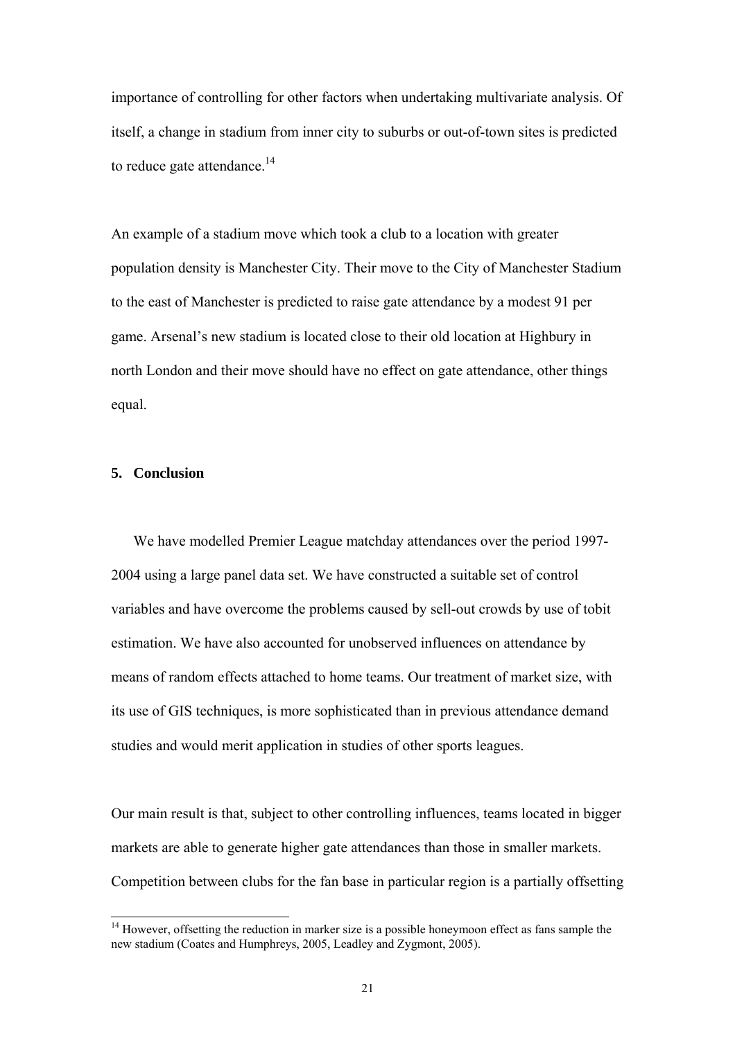importance of controlling for other factors when undertaking multivariate analysis. Of itself, a change in stadium from inner city to suburbs or out-of-town sites is predicted to reduce gate attendance.[14]

An example of a stadium move which took a club to a location with greater population density is Manchester City. Their move to the City of Manchester Stadium to the east of Manchester is predicted to raise gate attendance by a modest 91 per game. Arsenal's new stadium is located close to their old location at Highbury in north London and their move should have no effect on gate attendance, other things equal.

## 5. Conclusion

We have modelled Premier League matchday attendances over the period 1997-2004 using a large panel data set. We have constructed a suitable set of control variables and have overcome the problems caused by sell-out crowds by use of tobit estimation. We have also accounted for unobserved influences on attendance by means of random effects attached to home teams. Our treatment of market size, with its use of GIS techniques, is more sophisticated than in previous attendance demand studies and would merit application in studies of other sports leagues.

Our main result is that, subject to other controlling influences, teams located in bigger markets are able to generate higher gate attendances than those in smaller markets. Competition between clubs for the fan base in particular region is a partially offsetting

---

[14] However, offsetting the reduction in marker size is a possible honeymoon effect as fans sample the new stadium (Coates and Humphreys, 2005, Leadley and Zygmont, 2005).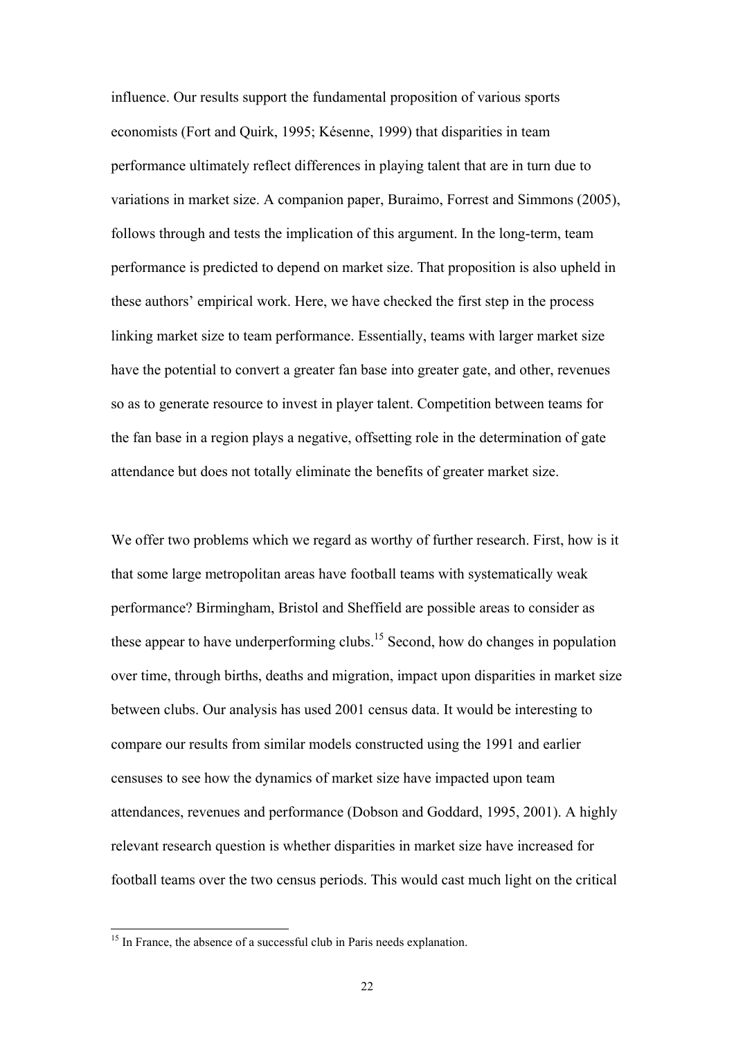influence. Our results support the fundamental proposition of various sports economists (Fort and Quirk, 1995; Késenne, 1999) that disparities in team performance ultimately reflect differences in playing talent that are in turn due to variations in market size. A companion paper, Buraimo, Forrest and Simmons (2005), follows through and tests the implication of this argument. In the long-term, team performance is predicted to depend on market size. That proposition is also upheld in these authors' empirical work. Here, we have checked the first step in the process linking market size to team performance. Essentially, teams with larger market size have the potential to convert a greater fan base into greater gate, and other, revenues so as to generate resource to invest in player talent. Competition between teams for the fan base in a region plays a negative, offsetting role in the determination of gate attendance but does not totally eliminate the benefits of greater market size.

We offer two problems which we regard as worthy of further research. First, how is it that some large metropolitan areas have football teams with systematically weak performance? Birmingham, Bristol and Sheffield are possible areas to consider as these appear to have underperforming clubs.[15] Second, how do changes in population over time, through births, deaths and migration, impact upon disparities in market size between clubs. Our analysis has used 2001 census data. It would be interesting to compare our results from similar models constructed using the 1991 and earlier censuses to see how the dynamics of market size have impacted upon team attendances, revenues and performance (Dobson and Goddard, 1995, 2001). A highly relevant research question is whether disparities in market size have increased for football teams over the two census periods. This would cast much light on the critical

[15] In France, the absence of a successful club in Paris needs explanation.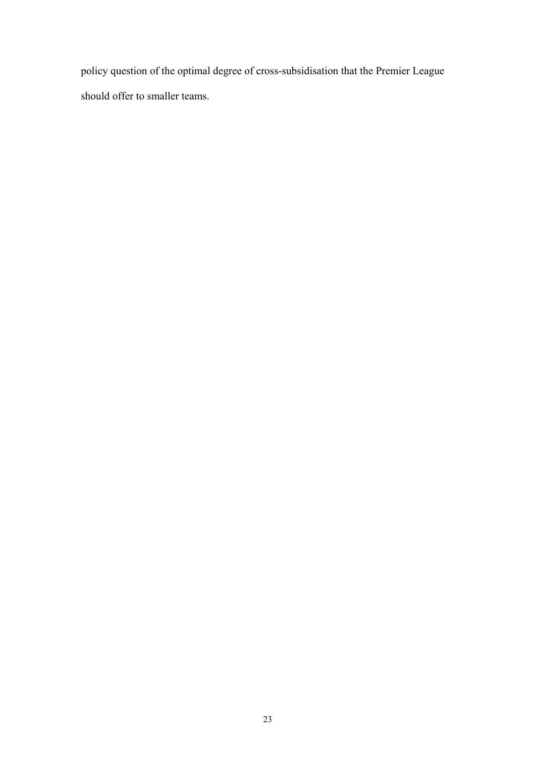policy question of the optimal degree of cross-subsidisation that the Premier League should offer to smaller teams.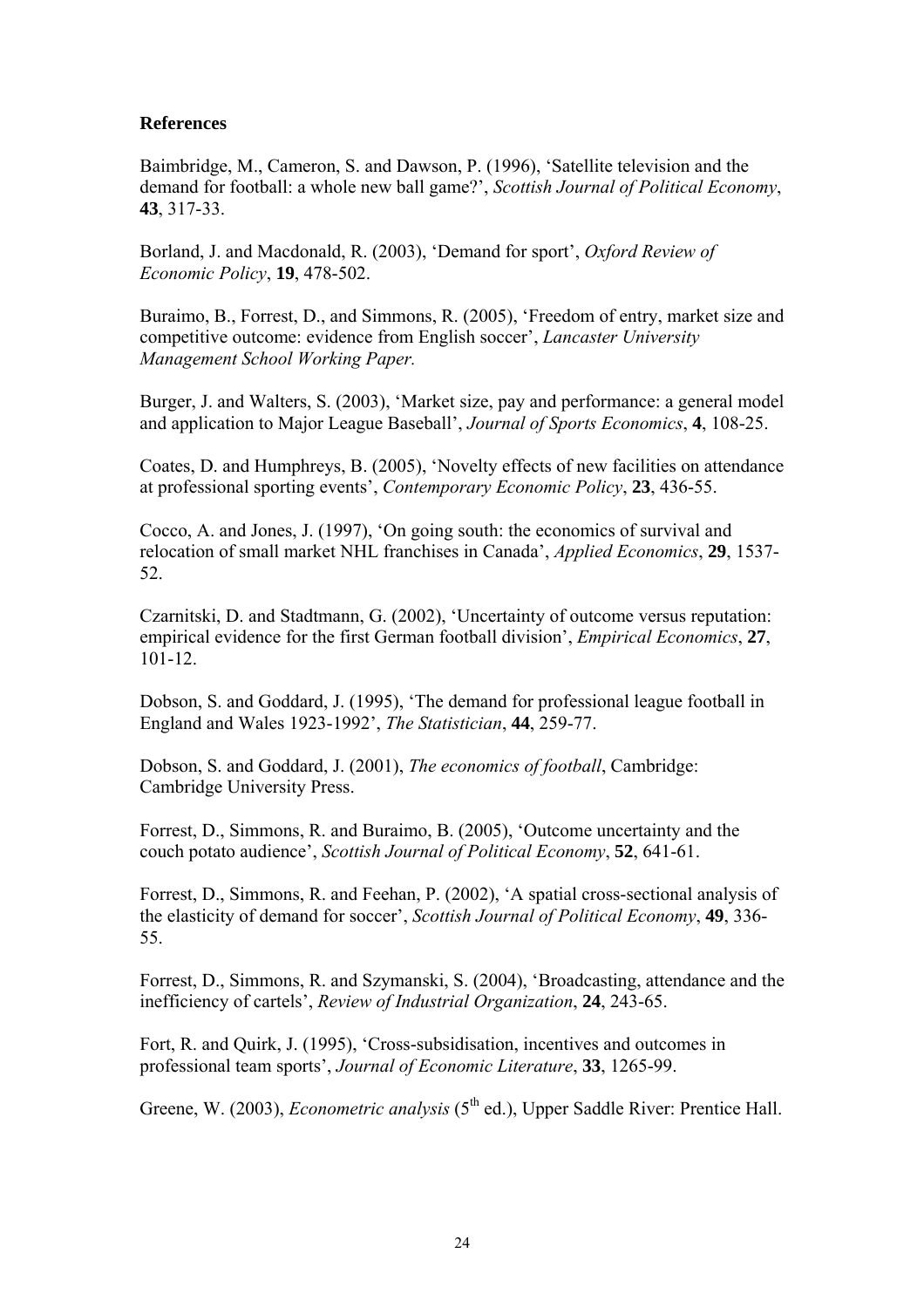**References**

Baimbridge, M., Cameron, S. and Dawson, P. (1996), 'Satellite television and the demand for football: a whole new ball game?', *Scottish Journal of Political Economy*, **43**, 317-33.

Borland, J. and Macdonald, R. (2003), 'Demand for sport', *Oxford Review of Economic Policy*, **19**, 478-502.

Buraimo, B., Forrest, D., and Simmons, R. (2005), 'Freedom of entry, market size and competitive outcome: evidence from English soccer', *Lancaster University Management School Working Paper.*

Burger, J. and Walters, S. (2003), 'Market size, pay and performance: a general model and application to Major League Baseball', *Journal of Sports Economics*, **4**, 108-25.

Coates, D. and Humphreys, B. (2005), 'Novelty effects of new facilities on attendance at professional sporting events', *Contemporary Economic Policy*, **23**, 436-55.

Cocco, A. and Jones, J. (1997), 'On going south: the economics of survival and relocation of small market NHL franchises in Canada', *Applied Economics*, **29**, 1537-52.

Czarnitski, D. and Stadtmann, G. (2002), 'Uncertainty of outcome versus reputation: empirical evidence for the first German football division', *Empirical Economics*, **27**, 101-12.

Dobson, S. and Goddard, J. (1995), 'The demand for professional league football in England and Wales 1923-1992', *The Statistician*, **44**, 259-77.

Dobson, S. and Goddard, J. (2001), *The economics of football*, Cambridge: Cambridge University Press.

Forrest, D., Simmons, R. and Buraimo, B. (2005), 'Outcome uncertainty and the couch potato audience', *Scottish Journal of Political Economy*, **52**, 641-61.

Forrest, D., Simmons, R. and Feehan, P. (2002), 'A spatial cross-sectional analysis of the elasticity of demand for soccer', *Scottish Journal of Political Economy*, **49**, 336-55.

Forrest, D., Simmons, R. and Szymanski, S. (2004), 'Broadcasting, attendance and the inefficiency of cartels', *Review of Industrial Organization*, **24**, 243-65.

Fort, R. and Quirk, J. (1995), 'Cross-subsidisation, incentives and outcomes in professional team sports', *Journal of Economic Literature*, **33**, 1265-99.

Greene, W. (2003), *Econometric analysis* (5th ed.), Upper Saddle River: Prentice Hall.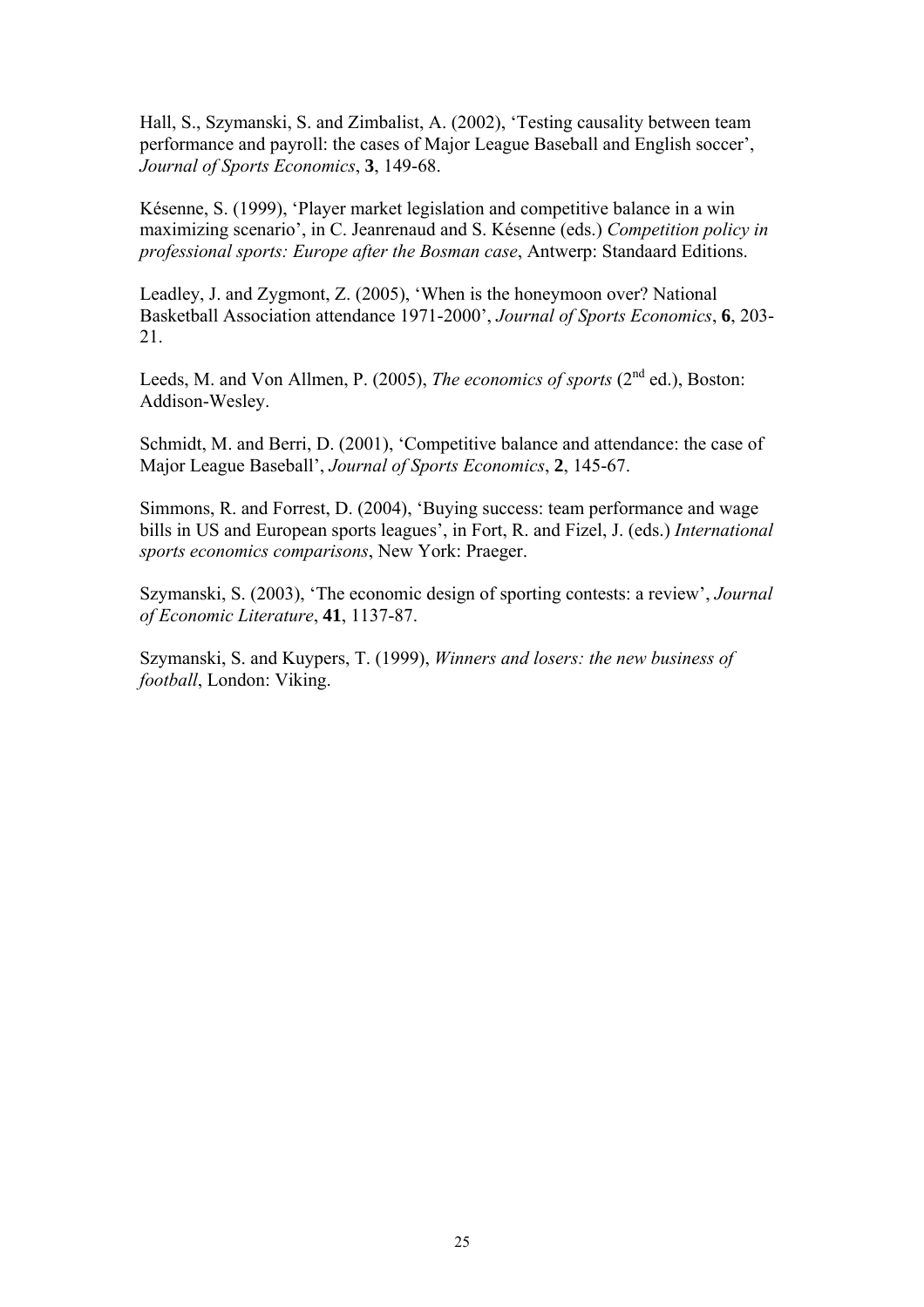Hall, S., Szymanski, S. and Zimbalist, A. (2002), 'Testing causality between team performance and payroll: the cases of Major League Baseball and English soccer', *Journal of Sports Economics*, **3**, 149-68.

Késenne, S. (1999), 'Player market legislation and competitive balance in a win maximizing scenario', in C. Jeanrenaud and S. Késenne (eds.) *Competition policy in professional sports: Europe after the Bosman case*, Antwerp: Standaard Editions.

Leadley, J. and Zygmont, Z. (2005), 'When is the honeymoon over? National Basketball Association attendance 1971-2000', *Journal of Sports Economics*, **6**, 203-21.

Leeds, M. and Von Allmen, P. (2005), *The economics of sports* (2nd ed.), Boston: Addison-Wesley.

Schmidt, M. and Berri, D. (2001), 'Competitive balance and attendance: the case of Major League Baseball', *Journal of Sports Economics*, **2**, 145-67.

Simmons, R. and Forrest, D. (2004), 'Buying success: team performance and wage bills in US and European sports leagues', in Fort, R. and Fizel, J. (eds.) *International sports economics comparisons*, New York: Praeger.

Szymanski, S. (2003), 'The economic design of sporting contests: a review', *Journal of Economic Literature*, **41**, 1137-87.

Szymanski, S. and Kuypers, T. (1999), *Winners and losers: the new business of football*, London: Viking.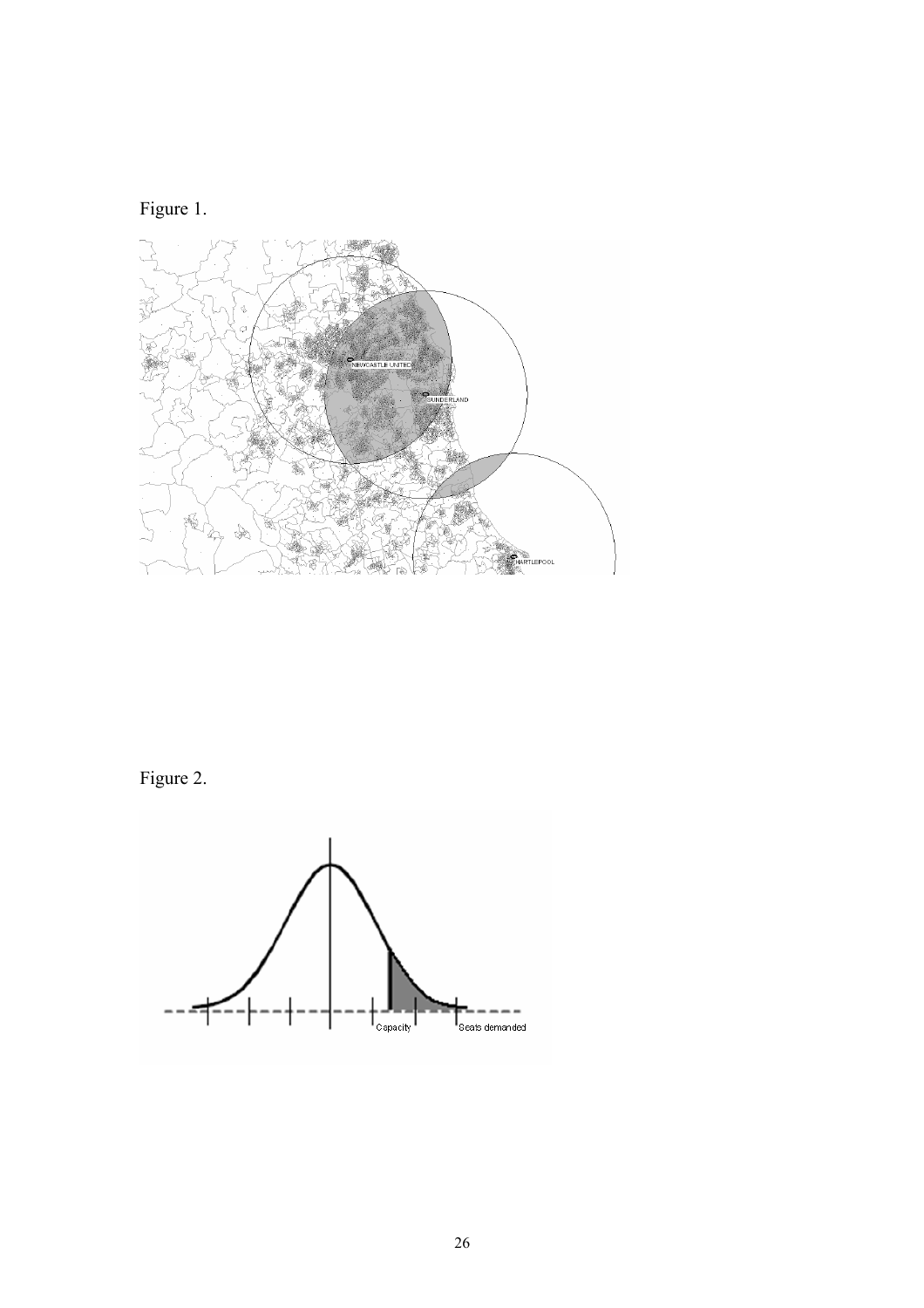Figure 1.

Figure 2.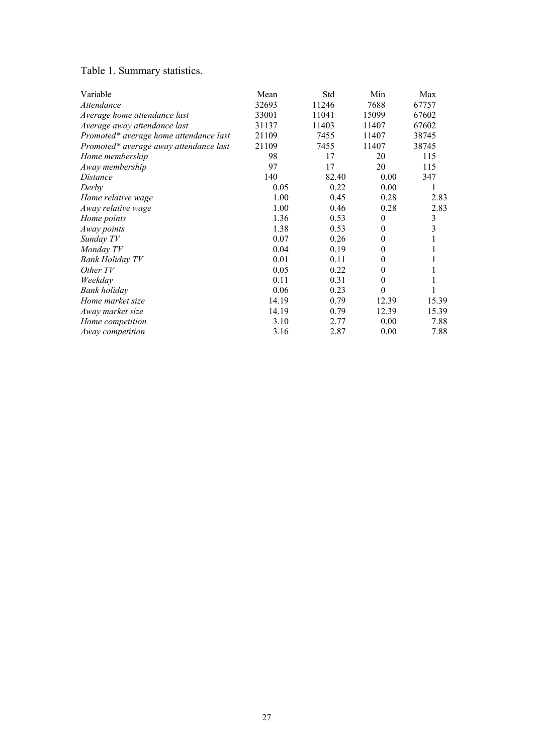Table 1. Summary statistics.

| Variable | Mean | Std | Min | Max |
|---|---|---|---|---|
| *Attendance* | 32693 | 11246 | 7688 | 67757 |
| *Average home attendance last* | 33001 | 11041 | 15099 | 67602 |
| *Average away attendance last* | 31137 | 11403 | 11407 | 67602 |
| *Promoted* average home attendance last* | 21109 | 7455 | 11407 | 38745 |
| *Promoted* average away attendance last* | 21109 | 7455 | 11407 | 38745 |
| *Home membership* | 98 | 17 | 20 | 115 |
| *Away membership* | 97 | 17 | 20 | 115 |
| *Distance* | 140 | 82.40 | 0.00 | 347 |
| *Derby* | 0.05 | 0.22 | 0.00 | 1 |
| *Home relative wage* | 1.00 | 0.45 | 0.28 | 2.83 |
| *Away relative wage* | 1.00 | 0.46 | 0.28 | 2.83 |
| *Home points* | 1.36 | 0.53 | 0 | 3 |
| *Away points* | 1.38 | 0.53 | 0 | 3 |
| *Sunday TV* | 0.07 | 0.26 | 0 | 1 |
| *Monday TV* | 0.04 | 0.19 | 0 | 1 |
| *Bank Holiday TV* | 0.01 | 0.11 | 0 | 1 |
| *Other TV* | 0.05 | 0.22 | 0 | 1 |
| *Weekday* | 0.11 | 0.31 | 0 | 1 |
| *Bank holiday* | 0.06 | 0.23 | 0 | 1 |
| *Home market size* | 14.19 | 0.79 | 12.39 | 15.39 |
| *Away market size* | 14.19 | 0.79 | 12.39 | 15.39 |
| *Home competition* | 3.10 | 2.77 | 0.00 | 7.88 |
| *Away competition* | 3.16 | 2.87 | 0.00 | 7.88 |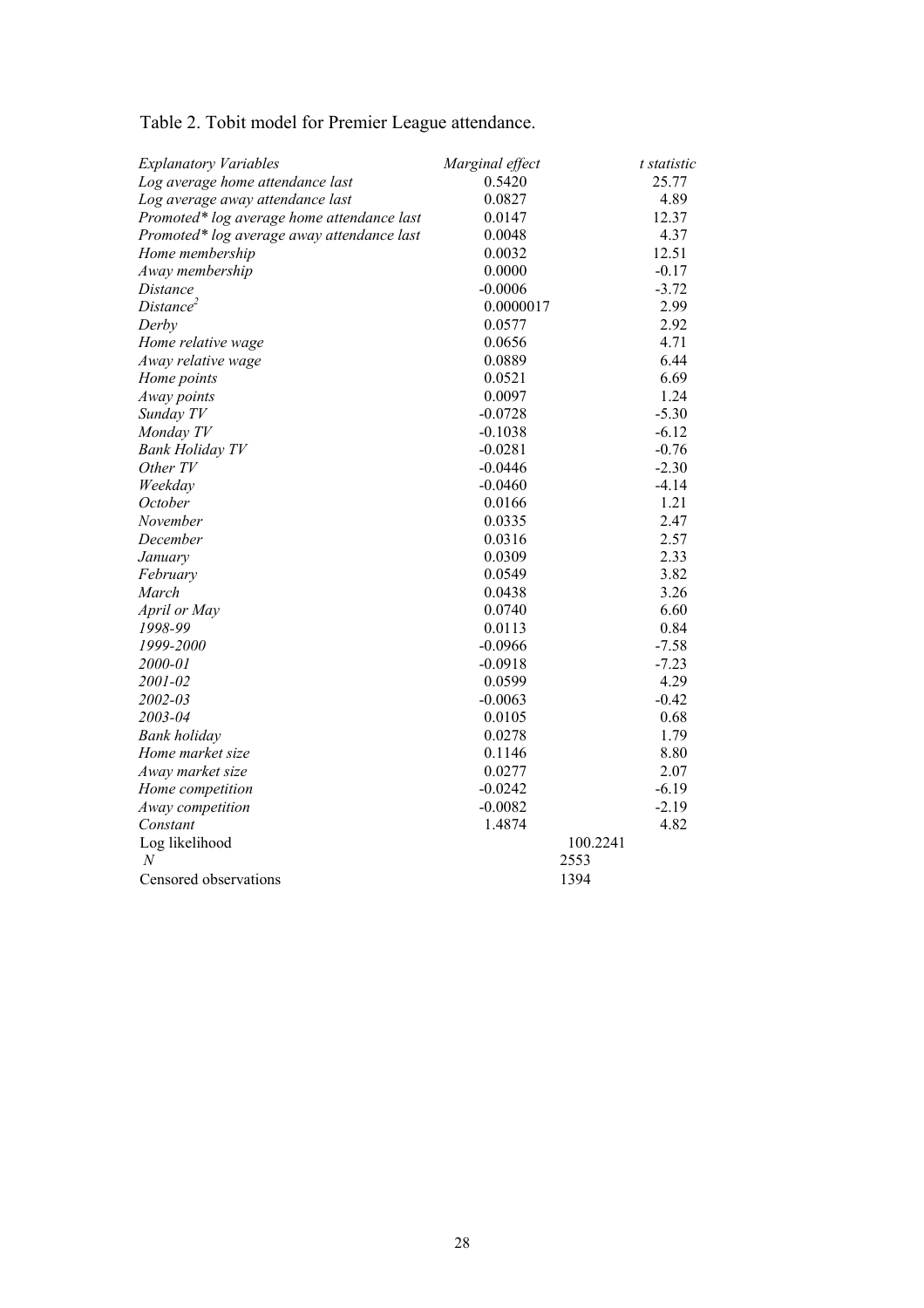Table 2. Tobit model for Premier League attendance.

| *Explanatory Variables* | *Marginal effect* | *t statistic* |
|---|---|---|
| *Log average home attendance last* | 0.5420 | 25.77 |
| *Log average away attendance last* | 0.0827 | 4.89 |
| *Promoted* log average home attendance last* | 0.0147 | 12.37 |
| *Promoted* log average away attendance last* | 0.0048 | 4.37 |
| *Home membership* | 0.0032 | 12.51 |
| *Away membership* | 0.0000 | -0.17 |
| *Distance* | -0.0006 | -3.72 |
| *Distance*$^2$ | 0.0000017 | 2.99 |
| *Derby* | 0.0577 | 2.92 |
| *Home relative wage* | 0.0656 | 4.71 |
| *Away relative wage* | 0.0889 | 6.44 |
| *Home points* | 0.0521 | 6.69 |
| *Away points* | 0.0097 | 1.24 |
| *Sunday TV* | -0.0728 | -5.30 |
| *Monday TV* | -0.1038 | -6.12 |
| *Bank Holiday TV* | -0.0281 | -0.76 |
| *Other TV* | -0.0446 | -2.30 |
| *Weekday* | -0.0460 | -4.14 |
| *October* | 0.0166 | 1.21 |
| *November* | 0.0335 | 2.47 |
| *December* | 0.0316 | 2.57 |
| *January* | 0.0309 | 2.33 |
| *February* | 0.0549 | 3.82 |
| *March* | 0.0438 | 3.26 |
| *April or May* | 0.0740 | 6.60 |
| *1998-99* | 0.0113 | 0.84 |
| *1999-2000* | -0.0966 | -7.58 |
| *2000-01* | -0.0918 | -7.23 |
| *2001-02* | 0.0599 | 4.29 |
| *2002-03* | -0.0063 | -0.42 |
| *2003-04* | 0.0105 | 0.68 |
| *Bank holiday* | 0.0278 | 1.79 |
| *Home market size* | 0.1146 | 8.80 |
| *Away market size* | 0.0277 | 2.07 |
| *Home competition* | -0.0242 | -6.19 |
| *Away competition* | -0.0082 | -2.19 |
| *Constant* | 1.4874 | 4.82 |
| Log likelihood | 100.2241 | |
| *N* | 2553 | |
| Censored observations | 1394 | |